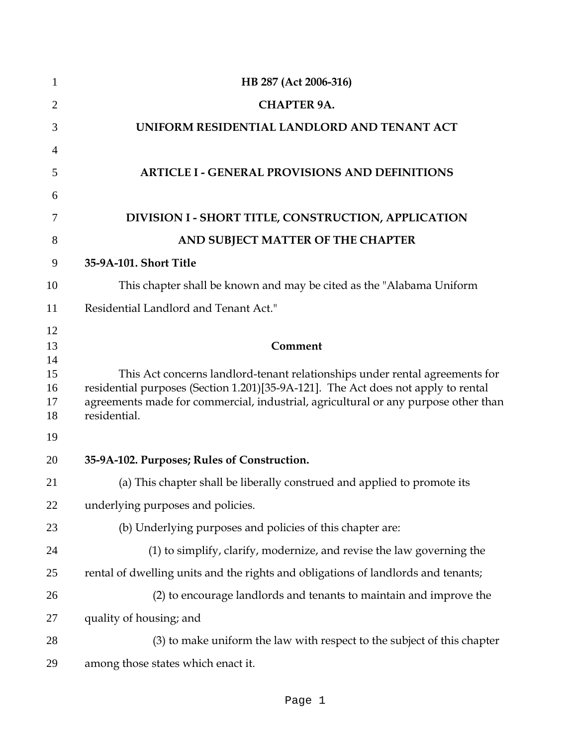# HB 287 (Act 2006-316)

# CHAPTER 9A.

# UNIFORM RESIDENTIAL LANDLORD AND TENANT ACT

## ARTICLE I - GENERAL PROVISIONS AND DEFINITIONS

### DIVISION I - SHORT TITLE, CONSTRUCTION, APPLICATION AND SUBJECT MATTER OF THE CHAPTER

**35-9A-101. Short Title**

This chapter shall be known and may be cited as the "Alabama Uniform Residential Landlord and Tenant Act."

**Comment**

This Act concerns landlord-tenant relationships under rental agreements for residential purposes (Section 1.201)[35-9A-121]. The Act does not apply to rental agreements made for commercial, industrial, agricultural or any purpose other than residential.

**35-9A-102. Purposes; Rules of Construction.**

(a) This chapter shall be liberally construed and applied to promote its underlying purposes and policies.

(b) Underlying purposes and policies of this chapter are:

(1) to simplify, clarify, modernize, and revise the law governing the rental of dwelling units and the rights and obligations of landlords and tenants;

(2) to encourage landlords and tenants to maintain and improve the quality of housing; and

(3) to make uniform the law with respect to the subject of this chapter among those states which enact it.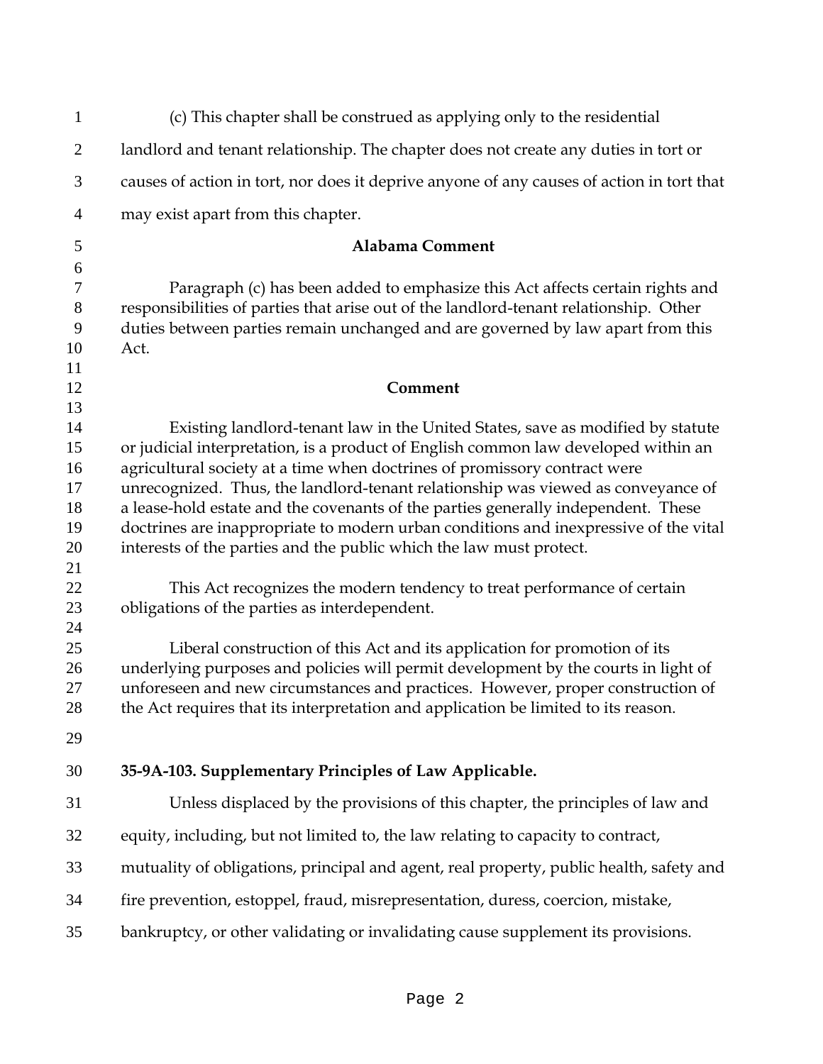(c) This chapter shall be construed as applying only to the residential landlord and tenant relationship. The chapter does not create any duties in tort or causes of action in tort, nor does it deprive anyone of any causes of action in tort that may exist apart from this chapter.

**Alabama Comment**

Paragraph (c) has been added to emphasize this Act affects certain rights and responsibilities of parties that arise out of the landlord-tenant relationship. Other duties between parties remain unchanged and are governed by law apart from this Act.

**Comment**

Existing landlord-tenant law in the United States, save as modified by statute or judicial interpretation, is a product of English common law developed within an agricultural society at a time when doctrines of promissory contract were unrecognized. Thus, the landlord-tenant relationship was viewed as conveyance of a lease-hold estate and the covenants of the parties generally independent. These doctrines are inappropriate to modern urban conditions and inexpressive of the vital interests of the parties and the public which the law must protect.

This Act recognizes the modern tendency to treat performance of certain obligations of the parties as interdependent.

Liberal construction of this Act and its application for promotion of its underlying purposes and policies will permit development by the courts in light of unforeseen and new circumstances and practices. However, proper construction of the Act requires that its interpretation and application be limited to its reason.

**35-9A-103. Supplementary Principles of Law Applicable.**

Unless displaced by the provisions of this chapter, the principles of law and equity, including, but not limited to, the law relating to capacity to contract, mutuality of obligations, principal and agent, real property, public health, safety and fire prevention, estoppel, fraud, misrepresentation, duress, coercion, mistake, bankruptcy, or other validating or invalidating cause supplement its provisions.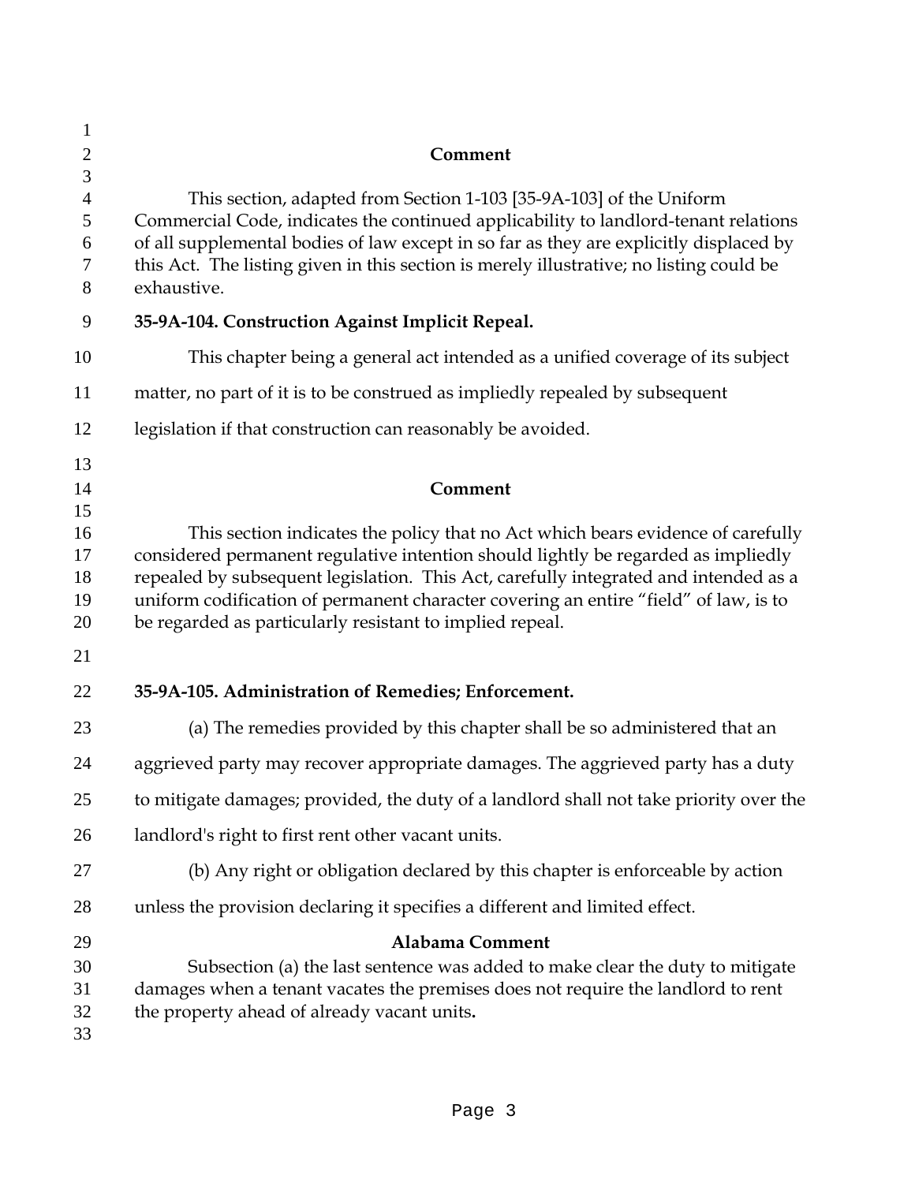#### Comment

This section, adapted from Section 1-103 [35-9A-103] of the Uniform Commercial Code, indicates the continued applicability to landlord-tenant relations of all supplemental bodies of law except in so far as they are explicitly displaced by this Act. The listing given in this section is merely illustrative; no listing could be exhaustive.

### 35-9A-104. Construction Against Implicit Repeal.

This chapter being a general act intended as a unified coverage of its subject matter, no part of it is to be construed as impliedly repealed by subsequent legislation if that construction can reasonably be avoided.

#### Comment

This section indicates the policy that no Act which bears evidence of carefully considered permanent regulative intention should lightly be regarded as impliedly repealed by subsequent legislation. This Act, carefully integrated and intended as a uniform codification of permanent character covering an entire "field" of law, is to be regarded as particularly resistant to implied repeal.

### 35-9A-105. Administration of Remedies; Enforcement.

(a) The remedies provided by this chapter shall be so administered that an aggrieved party may recover appropriate damages. The aggrieved party has a duty to mitigate damages; provided, the duty of a landlord shall not take priority over the landlord's right to first rent other vacant units.

(b) Any right or obligation declared by this chapter is enforceable by action unless the provision declaring it specifies a different and limited effect.

#### Alabama Comment

Subsection (a) the last sentence was added to make clear the duty to mitigate damages when a tenant vacates the premises does not require the landlord to rent the property ahead of already vacant units.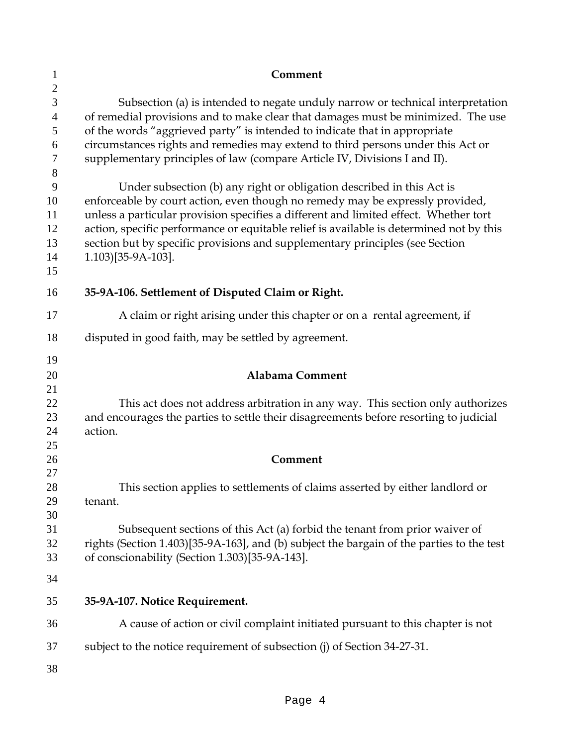**Comment**

Subsection (a) is intended to negate unduly narrow or technical interpretation of remedial provisions and to make clear that damages must be minimized. The use of the words "aggrieved party" is intended to indicate that in appropriate circumstances rights and remedies may extend to third persons under this Act or supplementary principles of law (compare Article IV, Divisions I and II).

Under subsection (b) any right or obligation described in this Act is enforceable by court action, even though no remedy may be expressly provided, unless a particular provision specifies a different and limited effect. Whether tort action, specific performance or equitable relief is available is determined not by this section but by specific provisions and supplementary principles (see Section 1.103)[35-9A-103].

**35-9A-106. Settlement of Disputed Claim or Right.**

A claim or right arising under this chapter or on a rental agreement, if disputed in good faith, may be settled by agreement.

**Alabama Comment**

This act does not address arbitration in any way. This section only authorizes and encourages the parties to settle their disagreements before resorting to judicial action.

**Comment**

This section applies to settlements of claims asserted by either landlord or tenant.

Subsequent sections of this Act (a) forbid the tenant from prior waiver of rights (Section 1.403)[35-9A-163], and (b) subject the bargain of the parties to the test of conscionability (Section 1.303)[35-9A-143].

**35-9A-107. Notice Requirement.**

A cause of action or civil complaint initiated pursuant to this chapter is not subject to the notice requirement of subsection (j) of Section 34-27-31.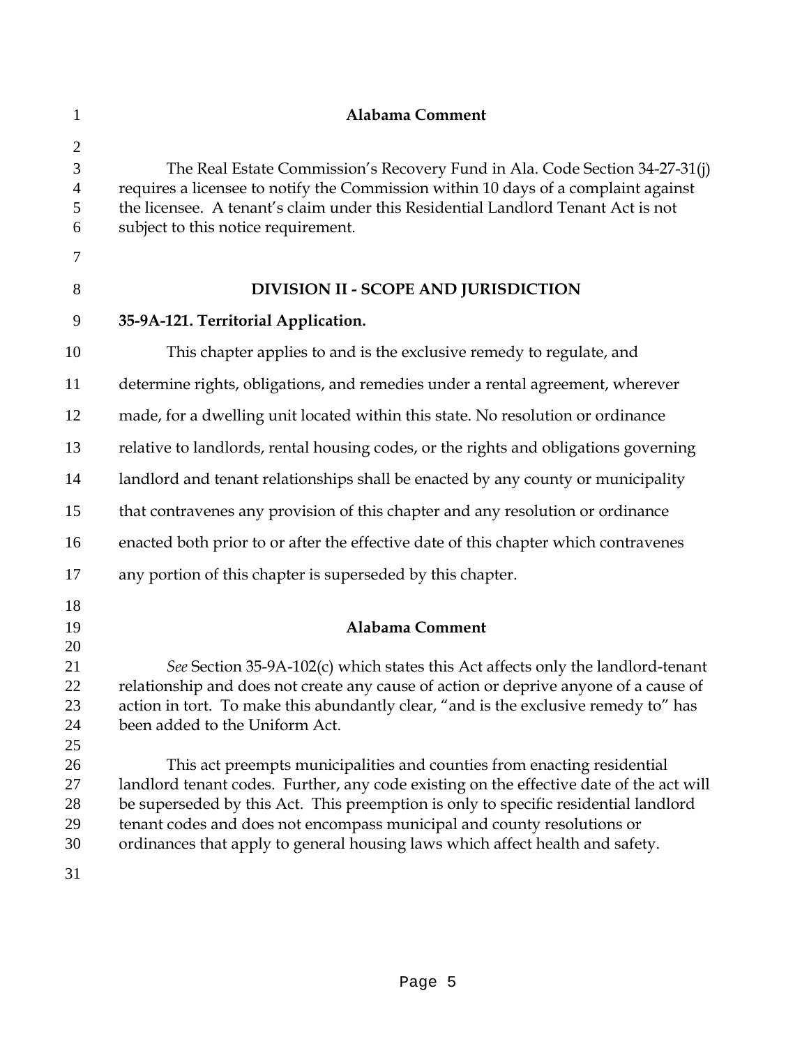**Alabama Comment**

The Real Estate Commission's Recovery Fund in Ala. Code Section 34-27-31(j) requires a licensee to notify the Commission within 10 days of a complaint against the licensee. A tenant's claim under this Residential Landlord Tenant Act is not subject to this notice requirement.

## DIVISION II - SCOPE AND JURISDICTION

### 35-9A-121. Territorial Application.

This chapter applies to and is the exclusive remedy to regulate, and determine rights, obligations, and remedies under a rental agreement, wherever made, for a dwelling unit located within this state. No resolution or ordinance relative to landlords, rental housing codes, or the rights and obligations governing landlord and tenant relationships shall be enacted by any county or municipality that contravenes any provision of this chapter and any resolution or ordinance enacted both prior to or after the effective date of this chapter which contravenes any portion of this chapter is superseded by this chapter.

**Alabama Comment**

*See* Section 35-9A-102(c) which states this Act affects only the landlord-tenant relationship and does not create any cause of action or deprive anyone of a cause of action in tort. To make this abundantly clear, "and is the exclusive remedy to" has been added to the Uniform Act.

This act preempts municipalities and counties from enacting residential landlord tenant codes. Further, any code existing on the effective date of the act will be superseded by this Act. This preemption is only to specific residential landlord tenant codes and does not encompass municipal and county resolutions or ordinances that apply to general housing laws which affect health and safety.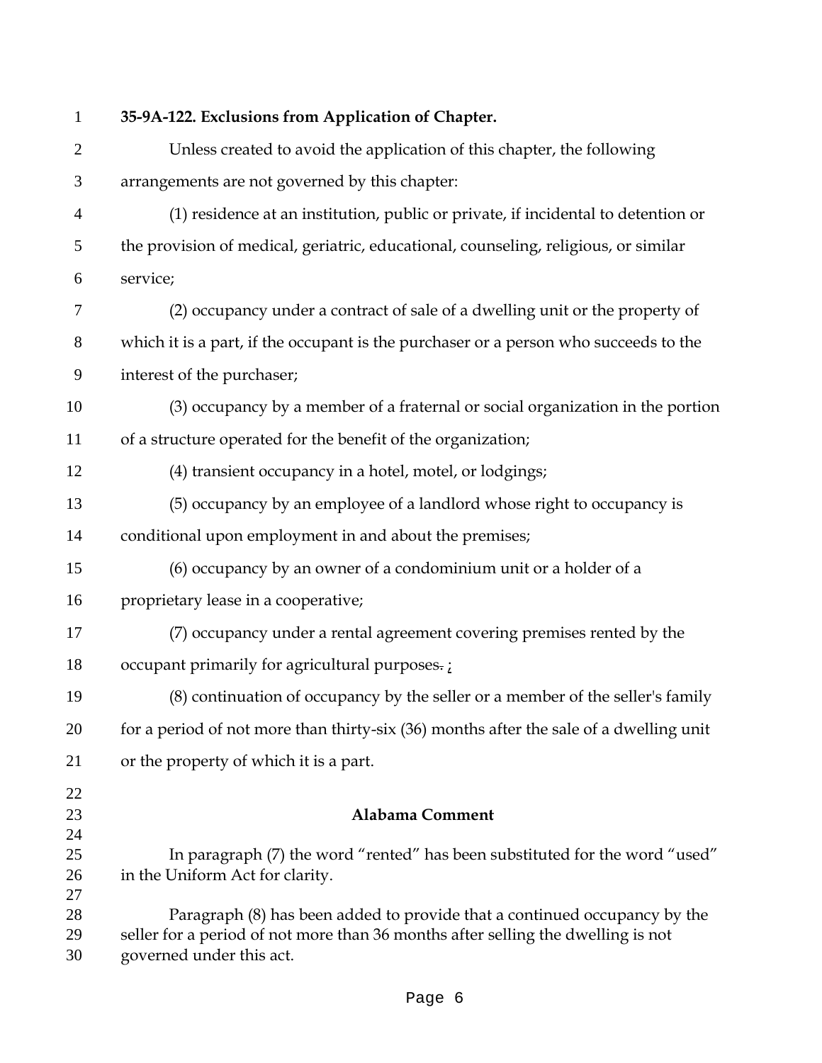**35-9A-122. Exclusions from Application of Chapter.**

Unless created to avoid the application of this chapter, the following arrangements are not governed by this chapter:

(1) residence at an institution, public or private, if incidental to detention or the provision of medical, geriatric, educational, counseling, religious, or similar service;

(2) occupancy under a contract of sale of a dwelling unit or the property of which it is a part, if the occupant is the purchaser or a person who succeeds to the interest of the purchaser;

(3) occupancy by a member of a fraternal or social organization in the portion of a structure operated for the benefit of the organization;

(4) transient occupancy in a hotel, motel, or lodgings;

(5) occupancy by an employee of a landlord whose right to occupancy is conditional upon employment in and about the premises;

(6) occupancy by an owner of a condominium unit or a holder of a proprietary lease in a cooperative;

(7) occupancy under a rental agreement covering premises rented by the occupant primarily for agricultural purposes~~.~~ ;

(8) continuation of occupancy by the seller or a member of the seller's family for a period of not more than thirty-six (36) months after the sale of a dwelling unit or the property of which it is a part.

**Alabama Comment**

In paragraph (7) the word "rented" has been substituted for the word "used" in the Uniform Act for clarity.

Paragraph (8) has been added to provide that a continued occupancy by the seller for a period of not more than 36 months after selling the dwelling is not governed under this act.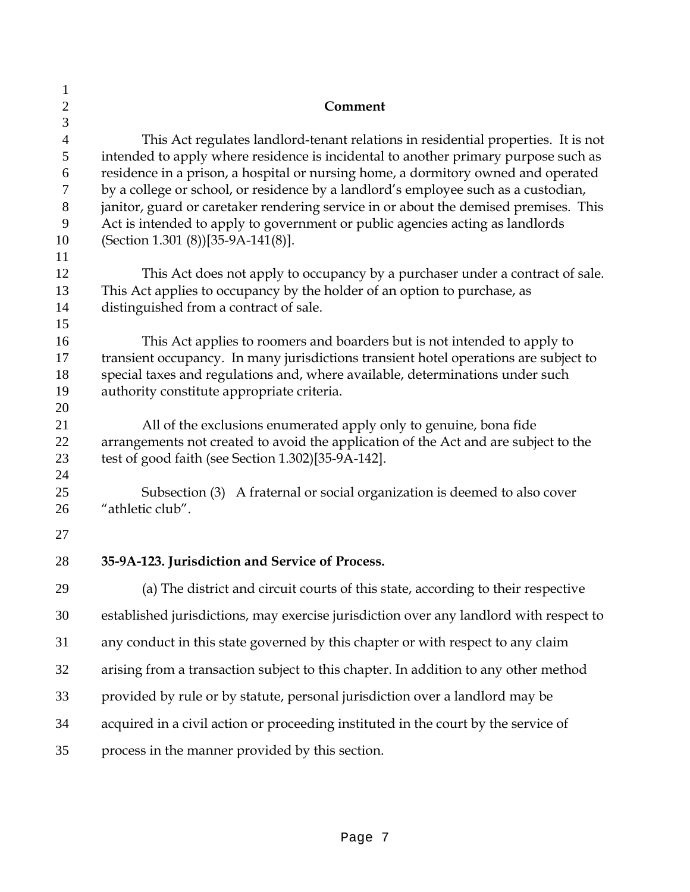## Comment

This Act regulates landlord-tenant relations in residential properties. It is not intended to apply where residence is incidental to another primary purpose such as residence in a prison, a hospital or nursing home, a dormitory owned and operated by a college or school, or residence by a landlord's employee such as a custodian, janitor, guard or caretaker rendering service in or about the demised premises. This Act is intended to apply to government or public agencies acting as landlords (Section 1.301 (8))[35-9A-141(8)].

This Act does not apply to occupancy by a purchaser under a contract of sale. This Act applies to occupancy by the holder of an option to purchase, as distinguished from a contract of sale.

This Act applies to roomers and boarders but is not intended to apply to transient occupancy. In many jurisdictions transient hotel operations are subject to special taxes and regulations and, where available, determinations under such authority constitute appropriate criteria.

All of the exclusions enumerated apply only to genuine, bona fide arrangements not created to avoid the application of the Act and are subject to the test of good faith (see Section 1.302)[35-9A-142].

Subsection (3) A fraternal or social organization is deemed to also cover "athletic club".

**35-9A-123. Jurisdiction and Service of Process.**

(a) The district and circuit courts of this state, according to their respective established jurisdictions, may exercise jurisdiction over any landlord with respect to any conduct in this state governed by this chapter or with respect to any claim arising from a transaction subject to this chapter. In addition to any other method provided by rule or by statute, personal jurisdiction over a landlord may be acquired in a civil action or proceeding instituted in the court by the service of process in the manner provided by this section.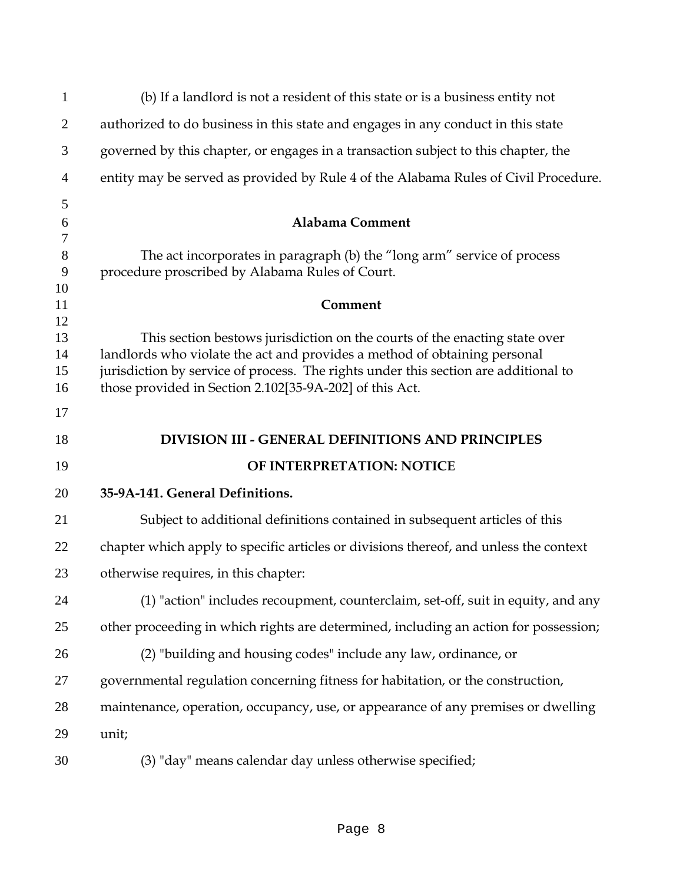(b) If a landlord is not a resident of this state or is a business entity not authorized to do business in this state and engages in any conduct in this state governed by this chapter, or engages in a transaction subject to this chapter, the entity may be served as provided by Rule 4 of the Alabama Rules of Civil Procedure.

**Alabama Comment**

The act incorporates in paragraph (b) the "long arm" service of process procedure proscribed by Alabama Rules of Court.

**Comment**

This section bestows jurisdiction on the courts of the enacting state over landlords who violate the act and provides a method of obtaining personal jurisdiction by service of process. The rights under this section are additional to those provided in Section 2.102[35-9A-202] of this Act.

## DIVISION III - GENERAL DEFINITIONS AND PRINCIPLES OF INTERPRETATION: NOTICE

**35-9A-141. General Definitions.**

Subject to additional definitions contained in subsequent articles of this chapter which apply to specific articles or divisions thereof, and unless the context otherwise requires, in this chapter:

(1) "action" includes recoupment, counterclaim, set-off, suit in equity, and any other proceeding in which rights are determined, including an action for possession;

(2) "building and housing codes" include any law, ordinance, or governmental regulation concerning fitness for habitation, or the construction, maintenance, operation, occupancy, use, or appearance of any premises or dwelling unit;

(3) "day" means calendar day unless otherwise specified;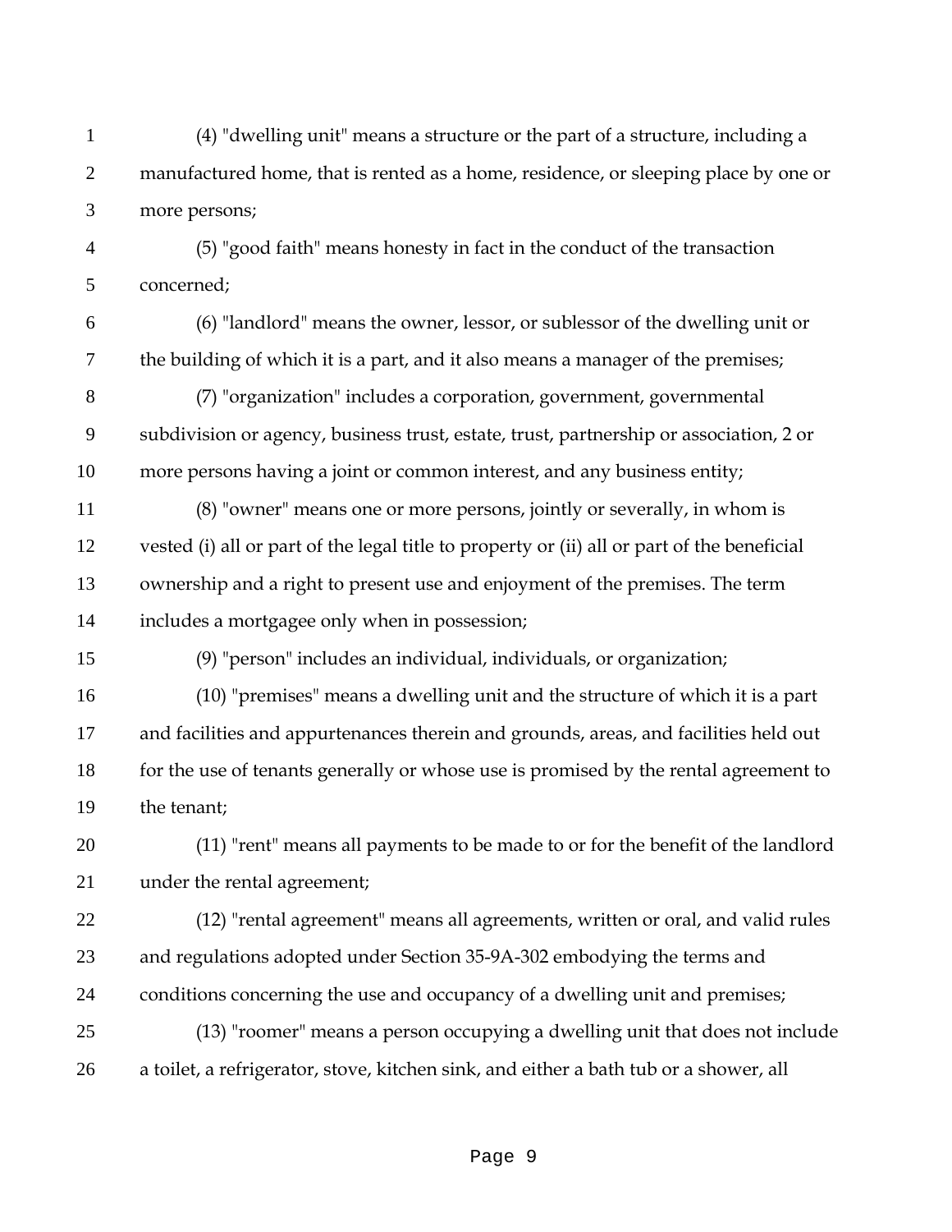(4) "dwelling unit" means a structure or the part of a structure, including a manufactured home, that is rented as a home, residence, or sleeping place by one or more persons;

(5) "good faith" means honesty in fact in the conduct of the transaction concerned;

(6) "landlord" means the owner, lessor, or sublessor of the dwelling unit or the building of which it is a part, and it also means a manager of the premises;

(7) "organization" includes a corporation, government, governmental subdivision or agency, business trust, estate, trust, partnership or association, 2 or more persons having a joint or common interest, and any business entity;

(8) "owner" means one or more persons, jointly or severally, in whom is vested (i) all or part of the legal title to property or (ii) all or part of the beneficial ownership and a right to present use and enjoyment of the premises. The term includes a mortgagee only when in possession;

(9) "person" includes an individual, individuals, or organization;

(10) "premises" means a dwelling unit and the structure of which it is a part and facilities and appurtenances therein and grounds, areas, and facilities held out for the use of tenants generally or whose use is promised by the rental agreement to the tenant;

(11) "rent" means all payments to be made to or for the benefit of the landlord under the rental agreement;

(12) "rental agreement" means all agreements, written or oral, and valid rules and regulations adopted under Section 35-9A-302 embodying the terms and conditions concerning the use and occupancy of a dwelling unit and premises;

(13) "roomer" means a person occupying a dwelling unit that does not include a toilet, a refrigerator, stove, kitchen sink, and either a bath tub or a shower, all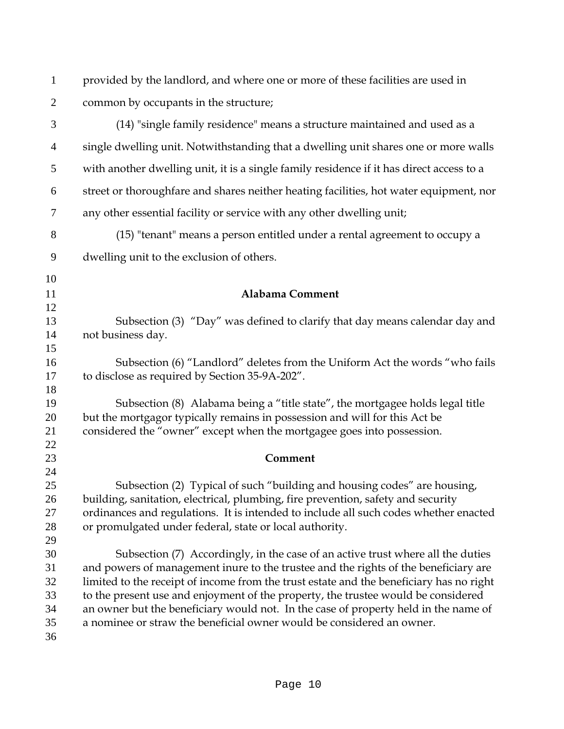provided by the landlord, and where one or more of these facilities are used in common by occupants in the structure;

(14) "single family residence" means a structure maintained and used as a single dwelling unit. Notwithstanding that a dwelling unit shares one or more walls with another dwelling unit, it is a single family residence if it has direct access to a street or thoroughfare and shares neither heating facilities, hot water equipment, nor any other essential facility or service with any other dwelling unit;

(15) "tenant" means a person entitled under a rental agreement to occupy a dwelling unit to the exclusion of others.

**Alabama Comment**

Subsection (3) "Day" was defined to clarify that day means calendar day and not business day.

Subsection (6) "Landlord" deletes from the Uniform Act the words "who fails to disclose as required by Section 35-9A-202".

Subsection (8) Alabama being a "title state", the mortgagee holds legal title but the mortgagor typically remains in possession and will for this Act be considered the "owner" except when the mortgagee goes into possession.

**Comment**

Subsection (2) Typical of such "building and housing codes" are housing, building, sanitation, electrical, plumbing, fire prevention, safety and security ordinances and regulations. It is intended to include all such codes whether enacted or promulgated under federal, state or local authority.

Subsection (7) Accordingly, in the case of an active trust where all the duties and powers of management inure to the trustee and the rights of the beneficiary are limited to the receipt of income from the trust estate and the beneficiary has no right to the present use and enjoyment of the property, the trustee would be considered an owner but the beneficiary would not. In the case of property held in the name of a nominee or straw the beneficial owner would be considered an owner.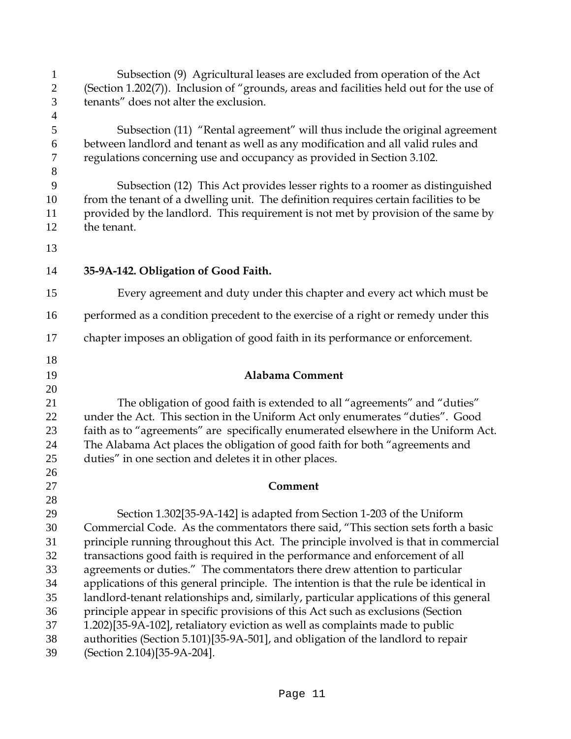Subsection (9) Agricultural leases are excluded from operation of the Act (Section 1.202(7)). Inclusion of "grounds, areas and facilities held out for the use of tenants" does not alter the exclusion.

Subsection (11) "Rental agreement" will thus include the original agreement between landlord and tenant as well as any modification and all valid rules and regulations concerning use and occupancy as provided in Section 3.102.

Subsection (12) This Act provides lesser rights to a roomer as distinguished from the tenant of a dwelling unit. The definition requires certain facilities to be provided by the landlord. This requirement is not met by provision of the same by the tenant.

**35-9A-142. Obligation of Good Faith.**

Every agreement and duty under this chapter and every act which must be performed as a condition precedent to the exercise of a right or remedy under this chapter imposes an obligation of good faith in its performance or enforcement.

**Alabama Comment**

The obligation of good faith is extended to all "agreements" and "duties" under the Act. This section in the Uniform Act only enumerates "duties". Good faith as to "agreements" are specifically enumerated elsewhere in the Uniform Act. The Alabama Act places the obligation of good faith for both "agreements and duties" in one section and deletes it in other places.

**Comment**

Section 1.302[35-9A-142] is adapted from Section 1-203 of the Uniform Commercial Code. As the commentators there said, "This section sets forth a basic principle running throughout this Act. The principle involved is that in commercial transactions good faith is required in the performance and enforcement of all agreements or duties." The commentators there drew attention to particular applications of this general principle. The intention is that the rule be identical in landlord-tenant relationships and, similarly, particular applications of this general principle appear in specific provisions of this Act such as exclusions (Section 1.202)[35-9A-102], retaliatory eviction as well as complaints made to public authorities (Section 5.101)[35-9A-501], and obligation of the landlord to repair (Section 2.104)[35-9A-204].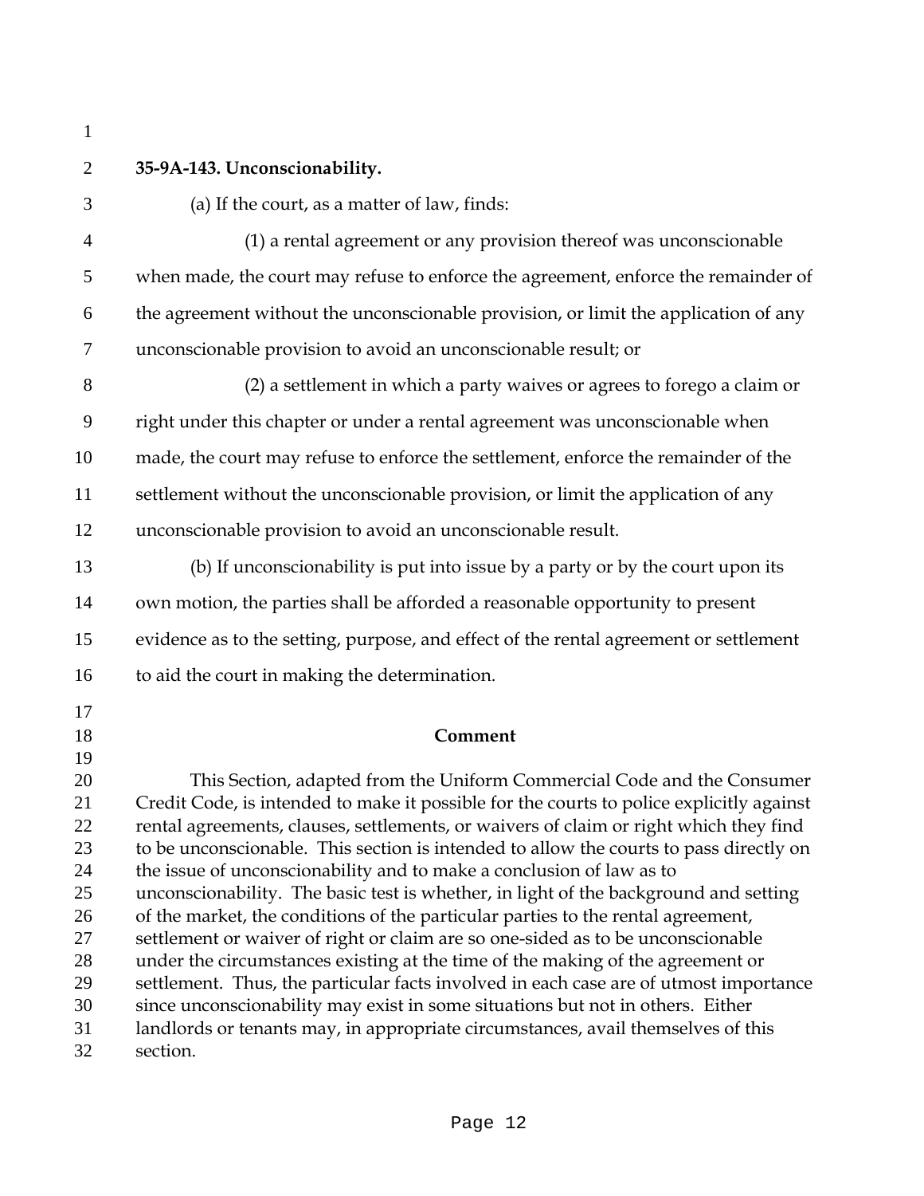**35-9A-143. Unconscionability.**

(a) If the court, as a matter of law, finds:

(1) a rental agreement or any provision thereof was unconscionable when made, the court may refuse to enforce the agreement, enforce the remainder of the agreement without the unconscionable provision, or limit the application of any unconscionable provision to avoid an unconscionable result; or

(2) a settlement in which a party waives or agrees to forego a claim or right under this chapter or under a rental agreement was unconscionable when made, the court may refuse to enforce the settlement, enforce the remainder of the settlement without the unconscionable provision, or limit the application of any unconscionable provision to avoid an unconscionable result.

(b) If unconscionability is put into issue by a party or by the court upon its own motion, the parties shall be afforded a reasonable opportunity to present evidence as to the setting, purpose, and effect of the rental agreement or settlement to aid the court in making the determination.

**Comment**

This Section, adapted from the Uniform Commercial Code and the Consumer Credit Code, is intended to make it possible for the courts to police explicitly against rental agreements, clauses, settlements, or waivers of claim or right which they find to be unconscionable. This section is intended to allow the courts to pass directly on the issue of unconscionability and to make a conclusion of law as to unconscionability. The basic test is whether, in light of the background and setting of the market, the conditions of the particular parties to the rental agreement, settlement or waiver of right or claim are so one-sided as to be unconscionable under the circumstances existing at the time of the making of the agreement or settlement. Thus, the particular facts involved in each case are of utmost importance since unconscionability may exist in some situations but not in others. Either landlords or tenants may, in appropriate circumstances, avail themselves of this section.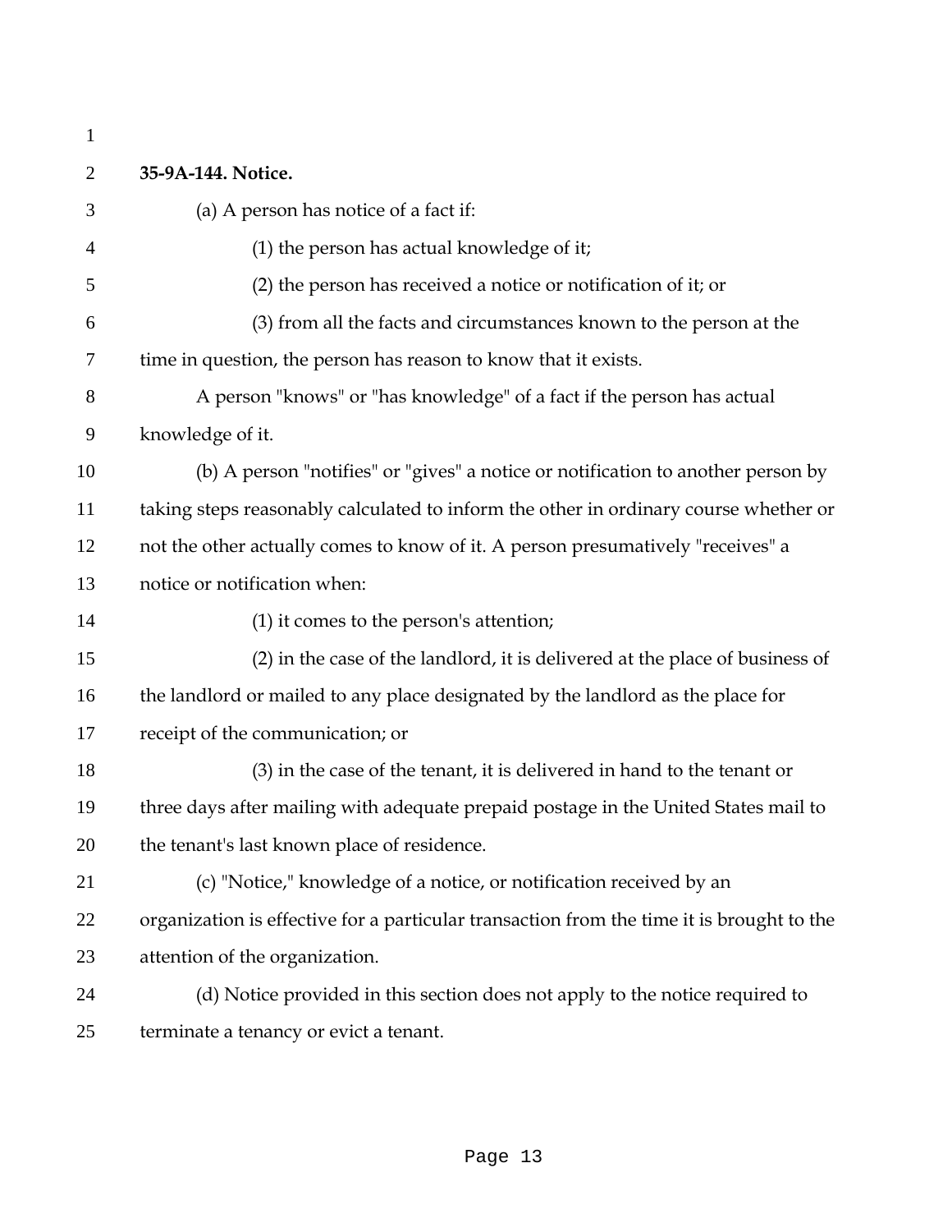**35-9A-144. Notice.**

(a) A person has notice of a fact if:

(1) the person has actual knowledge of it;

(2) the person has received a notice or notification of it; or

(3) from all the facts and circumstances known to the person at the time in question, the person has reason to know that it exists.

A person "knows" or "has knowledge" of a fact if the person has actual knowledge of it.

(b) A person "notifies" or "gives" a notice or notification to another person by taking steps reasonably calculated to inform the other in ordinary course whether or not the other actually comes to know of it. A person presumatively "receives" a notice or notification when:

(1) it comes to the person's attention;

(2) in the case of the landlord, it is delivered at the place of business of the landlord or mailed to any place designated by the landlord as the place for receipt of the communication; or

(3) in the case of the tenant, it is delivered in hand to the tenant or three days after mailing with adequate prepaid postage in the United States mail to the tenant's last known place of residence.

(c) "Notice," knowledge of a notice, or notification received by an organization is effective for a particular transaction from the time it is brought to the attention of the organization.

(d) Notice provided in this section does not apply to the notice required to terminate a tenancy or evict a tenant.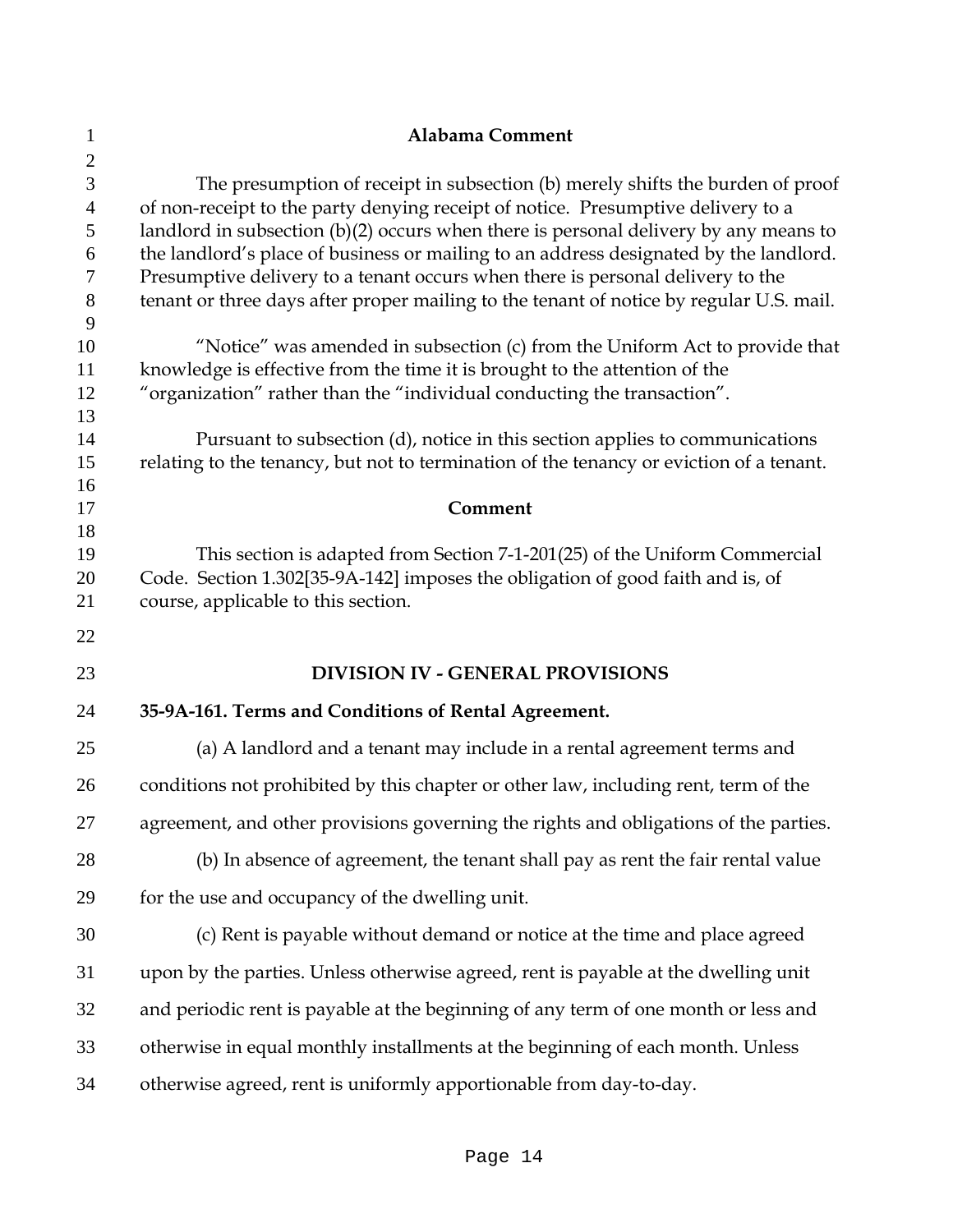**Alabama Comment**

The presumption of receipt in subsection (b) merely shifts the burden of proof of non-receipt to the party denying receipt of notice. Presumptive delivery to a landlord in subsection (b)(2) occurs when there is personal delivery by any means to the landlord's place of business or mailing to an address designated by the landlord. Presumptive delivery to a tenant occurs when there is personal delivery to the tenant or three days after proper mailing to the tenant of notice by regular U.S. mail.

"Notice" was amended in subsection (c) from the Uniform Act to provide that knowledge is effective from the time it is brought to the attention of the "organization" rather than the "individual conducting the transaction".

Pursuant to subsection (d), notice in this section applies to communications relating to the tenancy, but not to termination of the tenancy or eviction of a tenant.

**Comment**

This section is adapted from Section 7-1-201(25) of the Uniform Commercial Code. Section 1.302[35-9A-142] imposes the obligation of good faith and is, of course, applicable to this section.

## DIVISION IV - GENERAL PROVISIONS

**35-9A-161. Terms and Conditions of Rental Agreement.**

(a) A landlord and a tenant may include in a rental agreement terms and conditions not prohibited by this chapter or other law, including rent, term of the agreement, and other provisions governing the rights and obligations of the parties.

(b) In absence of agreement, the tenant shall pay as rent the fair rental value for the use and occupancy of the dwelling unit.

(c) Rent is payable without demand or notice at the time and place agreed upon by the parties. Unless otherwise agreed, rent is payable at the dwelling unit and periodic rent is payable at the beginning of any term of one month or less and otherwise in equal monthly installments at the beginning of each month. Unless otherwise agreed, rent is uniformly apportionable from day-to-day.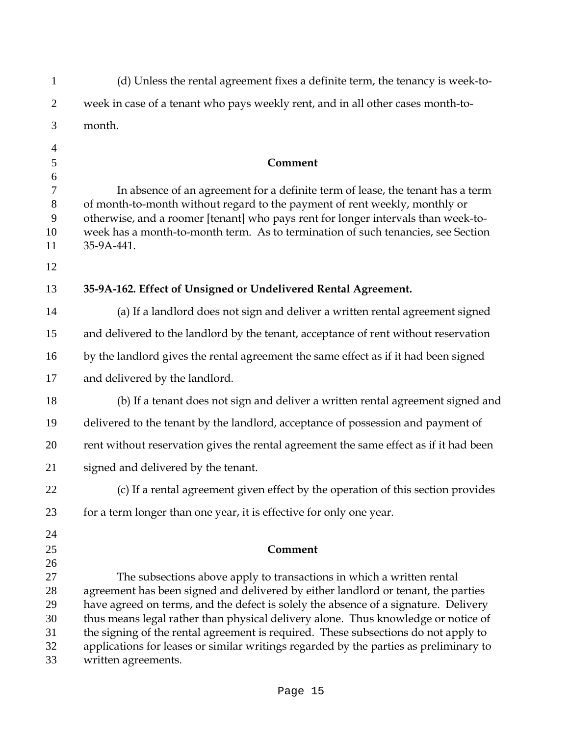(d) Unless the rental agreement fixes a definite term, the tenancy is week-to-week in case of a tenant who pays weekly rent, and in all other cases month-to-month.

**Comment**

In absence of an agreement for a definite term of lease, the tenant has a term of month-to-month without regard to the payment of rent weekly, monthly or otherwise, and a roomer [tenant] who pays rent for longer intervals than week-to-week has a month-to-month term. As to termination of such tenancies, see Section 35-9A-441.

**35-9A-162. Effect of Unsigned or Undelivered Rental Agreement.**

(a) If a landlord does not sign and deliver a written rental agreement signed and delivered to the landlord by the tenant, acceptance of rent without reservation by the landlord gives the rental agreement the same effect as if it had been signed and delivered by the landlord.

(b) If a tenant does not sign and deliver a written rental agreement signed and delivered to the tenant by the landlord, acceptance of possession and payment of rent without reservation gives the rental agreement the same effect as if it had been signed and delivered by the tenant.

(c) If a rental agreement given effect by the operation of this section provides for a term longer than one year, it is effective for only one year.

**Comment**

The subsections above apply to transactions in which a written rental agreement has been signed and delivered by either landlord or tenant, the parties have agreed on terms, and the defect is solely the absence of a signature. Delivery thus means legal rather than physical delivery alone. Thus knowledge or notice of the signing of the rental agreement is required. These subsections do not apply to applications for leases or similar writings regarded by the parties as preliminary to written agreements.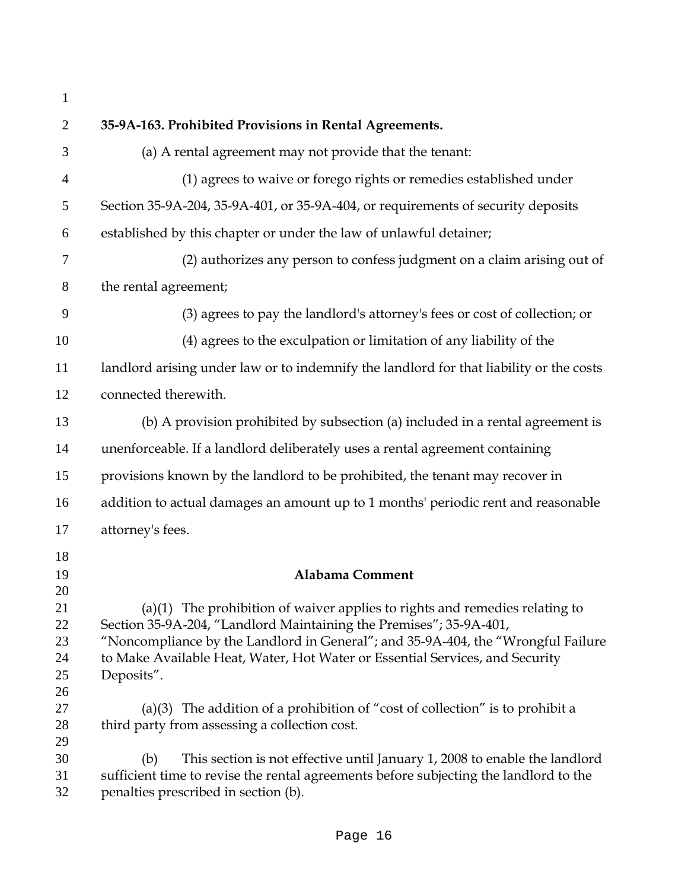**35-9A-163. Prohibited Provisions in Rental Agreements.**

(a) A rental agreement may not provide that the tenant:

(1) agrees to waive or forego rights or remedies established under Section 35-9A-204, 35-9A-401, or 35-9A-404, or requirements of security deposits established by this chapter or under the law of unlawful detainer;

(2) authorizes any person to confess judgment on a claim arising out of the rental agreement;

(3) agrees to pay the landlord's attorney's fees or cost of collection; or

(4) agrees to the exculpation or limitation of any liability of the landlord arising under law or to indemnify the landlord for that liability or the costs connected therewith.

(b) A provision prohibited by subsection (a) included in a rental agreement is unenforceable. If a landlord deliberately uses a rental agreement containing provisions known by the landlord to be prohibited, the tenant may recover in addition to actual damages an amount up to 1 months' periodic rent and reasonable attorney's fees.

## Alabama Comment

(a)(1) The prohibition of waiver applies to rights and remedies relating to Section 35-9A-204, "Landlord Maintaining the Premises"; 35-9A-401, "Noncompliance by the Landlord in General"; and 35-9A-404, the "Wrongful Failure to Make Available Heat, Water, Hot Water or Essential Services, and Security Deposits".

(a)(3) The addition of a prohibition of "cost of collection" is to prohibit a third party from assessing a collection cost.

(b) This section is not effective until January 1, 2008 to enable the landlord sufficient time to revise the rental agreements before subjecting the landlord to the penalties prescribed in section (b).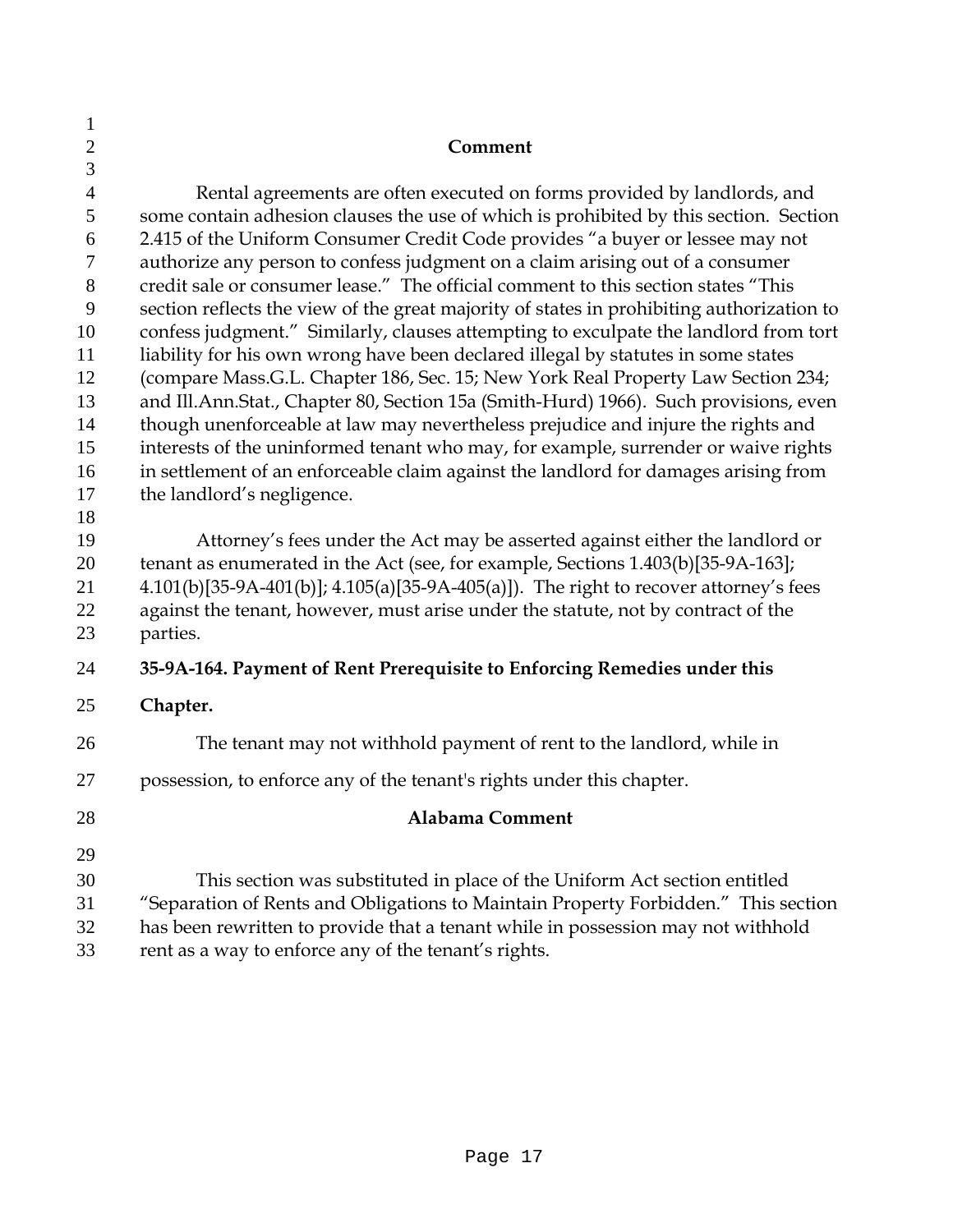## Comment

Rental agreements are often executed on forms provided by landlords, and some contain adhesion clauses the use of which is prohibited by this section. Section 2.415 of the Uniform Consumer Credit Code provides "a buyer or lessee may not authorize any person to confess judgment on a claim arising out of a consumer credit sale or consumer lease." The official comment to this section states "This section reflects the view of the great majority of states in prohibiting authorization to confess judgment." Similarly, clauses attempting to exculpate the landlord from tort liability for his own wrong have been declared illegal by statutes in some states (compare Mass.G.L. Chapter 186, Sec. 15; New York Real Property Law Section 234; and Ill.Ann.Stat., Chapter 80, Section 15a (Smith-Hurd) 1966). Such provisions, even though unenforceable at law may nevertheless prejudice and injure the rights and interests of the uninformed tenant who may, for example, surrender or waive rights in settlement of an enforceable claim against the landlord for damages arising from the landlord's negligence.

Attorney's fees under the Act may be asserted against either the landlord or tenant as enumerated in the Act (see, for example, Sections 1.403(b)[35-9A-163]; 4.101(b)[35-9A-401(b)]; 4.105(a)[35-9A-405(a)]). The right to recover attorney's fees against the tenant, however, must arise under the statute, not by contract of the parties.

**35-9A-164. Payment of Rent Prerequisite to Enforcing Remedies under this Chapter.**

The tenant may not withhold payment of rent to the landlord, while in possession, to enforce any of the tenant's rights under this chapter.

## Alabama Comment

This section was substituted in place of the Uniform Act section entitled "Separation of Rents and Obligations to Maintain Property Forbidden." This section has been rewritten to provide that a tenant while in possession may not withhold rent as a way to enforce any of the tenant's rights.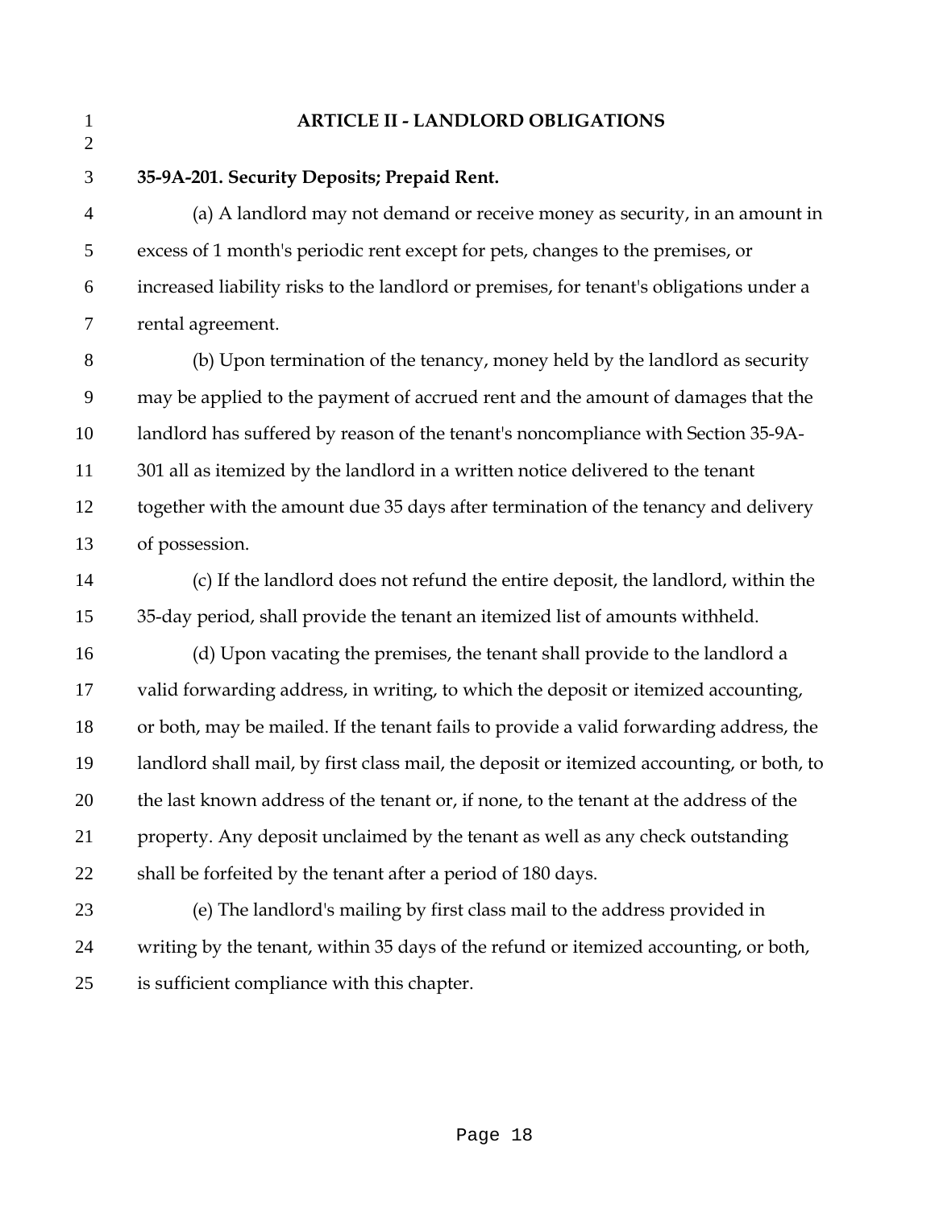## ARTICLE II - LANDLORD OBLIGATIONS

**35-9A-201. Security Deposits; Prepaid Rent.**

(a) A landlord may not demand or receive money as security, in an amount in excess of 1 month's periodic rent except for pets, changes to the premises, or increased liability risks to the landlord or premises, for tenant's obligations under a rental agreement.

(b) Upon termination of the tenancy, money held by the landlord as security may be applied to the payment of accrued rent and the amount of damages that the landlord has suffered by reason of the tenant's noncompliance with Section 35-9A-301 all as itemized by the landlord in a written notice delivered to the tenant together with the amount due 35 days after termination of the tenancy and delivery of possession.

(c) If the landlord does not refund the entire deposit, the landlord, within the 35-day period, shall provide the tenant an itemized list of amounts withheld.

(d) Upon vacating the premises, the tenant shall provide to the landlord a valid forwarding address, in writing, to which the deposit or itemized accounting, or both, may be mailed. If the tenant fails to provide a valid forwarding address, the landlord shall mail, by first class mail, the deposit or itemized accounting, or both, to the last known address of the tenant or, if none, to the tenant at the address of the property. Any deposit unclaimed by the tenant as well as any check outstanding shall be forfeited by the tenant after a period of 180 days.

(e) The landlord's mailing by first class mail to the address provided in writing by the tenant, within 35 days of the refund or itemized accounting, or both, is sufficient compliance with this chapter.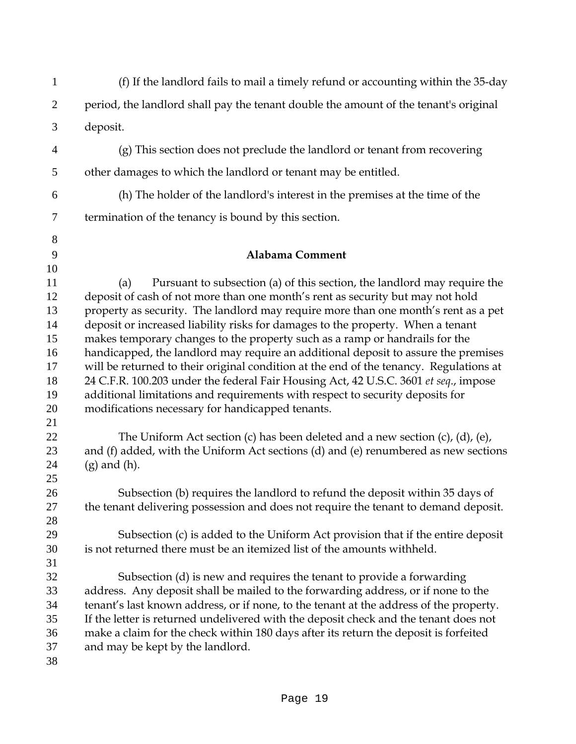(f) If the landlord fails to mail a timely refund or accounting within the 35-day period, the landlord shall pay the tenant double the amount of the tenant's original deposit.

(g) This section does not preclude the landlord or tenant from recovering other damages to which the landlord or tenant may be entitled.

(h) The holder of the landlord's interest in the premises at the time of the termination of the tenancy is bound by this section.

**Alabama Comment**

(a) Pursuant to subsection (a) of this section, the landlord may require the deposit of cash of not more than one month's rent as security but may not hold property as security. The landlord may require more than one month's rent as a pet deposit or increased liability risks for damages to the property. When a tenant makes temporary changes to the property such as a ramp or handrails for the handicapped, the landlord may require an additional deposit to assure the premises will be returned to their original condition at the end of the tenancy. Regulations at 24 C.F.R. 100.203 under the federal Fair Housing Act, 42 U.S.C. 3601 *et seq*., impose additional limitations and requirements with respect to security deposits for modifications necessary for handicapped tenants.

The Uniform Act section (c) has been deleted and a new section (c), (d), (e), and (f) added, with the Uniform Act sections (d) and (e) renumbered as new sections (g) and (h).

Subsection (b) requires the landlord to refund the deposit within 35 days of the tenant delivering possession and does not require the tenant to demand deposit.

Subsection (c) is added to the Uniform Act provision that if the entire deposit is not returned there must be an itemized list of the amounts withheld.

Subsection (d) is new and requires the tenant to provide a forwarding address. Any deposit shall be mailed to the forwarding address, or if none to the tenant's last known address, or if none, to the tenant at the address of the property. If the letter is returned undelivered with the deposit check and the tenant does not make a claim for the check within 180 days after its return the deposit is forfeited and may be kept by the landlord.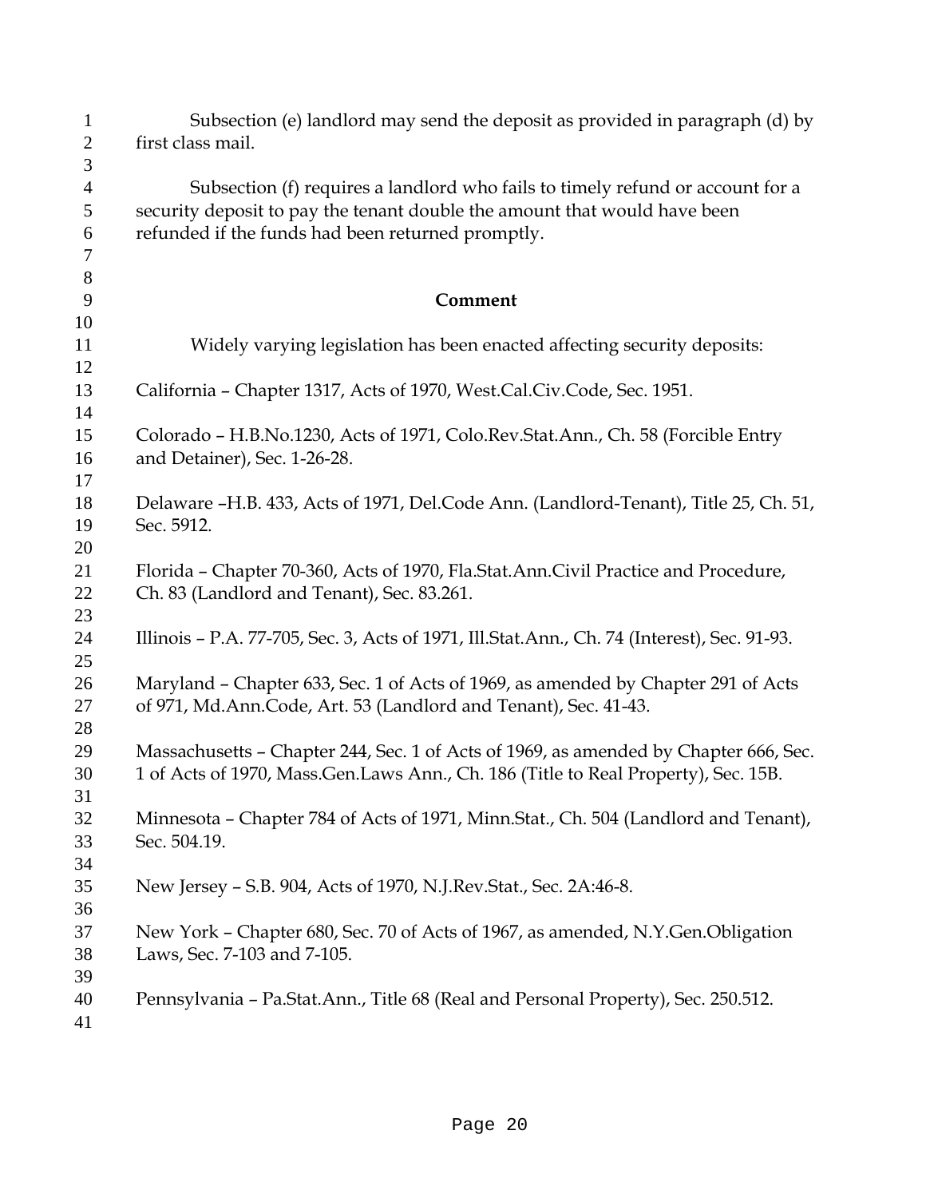Subsection (e) landlord may send the deposit as provided in paragraph (d) by first class mail.

Subsection (f) requires a landlord who fails to timely refund or account for a security deposit to pay the tenant double the amount that would have been refunded if the funds had been returned promptly.

**Comment**

Widely varying legislation has been enacted affecting security deposits:

California – Chapter 1317, Acts of 1970, West.Cal.Civ.Code, Sec. 1951.

Colorado – H.B.No.1230, Acts of 1971, Colo.Rev.Stat.Ann., Ch. 58 (Forcible Entry and Detainer), Sec. 1-26-28.

Delaware –H.B. 433, Acts of 1971, Del.Code Ann. (Landlord-Tenant), Title 25, Ch. 51, Sec. 5912.

Florida – Chapter 70-360, Acts of 1970, Fla.Stat.Ann.Civil Practice and Procedure, Ch. 83 (Landlord and Tenant), Sec. 83.261.

Illinois – P.A. 77-705, Sec. 3, Acts of 1971, Ill.Stat.Ann., Ch. 74 (Interest), Sec. 91-93.

Maryland – Chapter 633, Sec. 1 of Acts of 1969, as amended by Chapter 291 of Acts of 971, Md.Ann.Code, Art. 53 (Landlord and Tenant), Sec. 41-43.

Massachusetts – Chapter 244, Sec. 1 of Acts of 1969, as amended by Chapter 666, Sec. 1 of Acts of 1970, Mass.Gen.Laws Ann., Ch. 186 (Title to Real Property), Sec. 15B.

Minnesota – Chapter 784 of Acts of 1971, Minn.Stat., Ch. 504 (Landlord and Tenant), Sec. 504.19.

New Jersey – S.B. 904, Acts of 1970, N.J.Rev.Stat., Sec. 2A:46-8.

New York – Chapter 680, Sec. 70 of Acts of 1967, as amended, N.Y.Gen.Obligation Laws, Sec. 7-103 and 7-105.

Pennsylvania – Pa.Stat.Ann., Title 68 (Real and Personal Property), Sec. 250.512.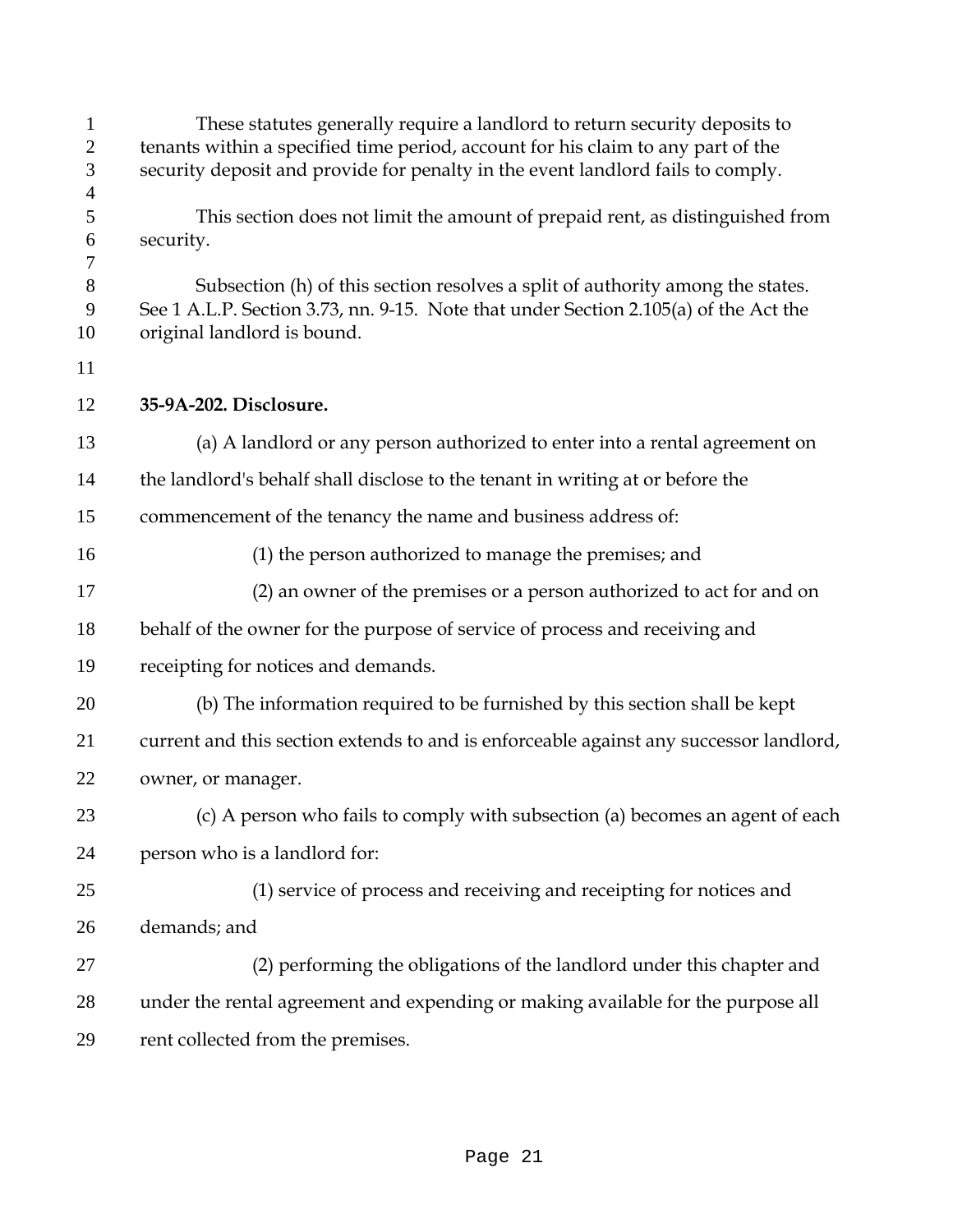These statutes generally require a landlord to return security deposits to tenants within a specified time period, account for his claim to any part of the security deposit and provide for penalty in the event landlord fails to comply.

This section does not limit the amount of prepaid rent, as distinguished from security.

Subsection (h) of this section resolves a split of authority among the states. See 1 A.L.P. Section 3.73, nn. 9-15. Note that under Section 2.105(a) of the Act the original landlord is bound.

**35-9A-202. Disclosure.**

(a) A landlord or any person authorized to enter into a rental agreement on the landlord's behalf shall disclose to the tenant in writing at or before the commencement of the tenancy the name and business address of:

(1) the person authorized to manage the premises; and

(2) an owner of the premises or a person authorized to act for and on behalf of the owner for the purpose of service of process and receiving and receipting for notices and demands.

(b) The information required to be furnished by this section shall be kept current and this section extends to and is enforceable against any successor landlord, owner, or manager.

(c) A person who fails to comply with subsection (a) becomes an agent of each person who is a landlord for:

(1) service of process and receiving and receipting for notices and demands; and

(2) performing the obligations of the landlord under this chapter and under the rental agreement and expending or making available for the purpose all rent collected from the premises.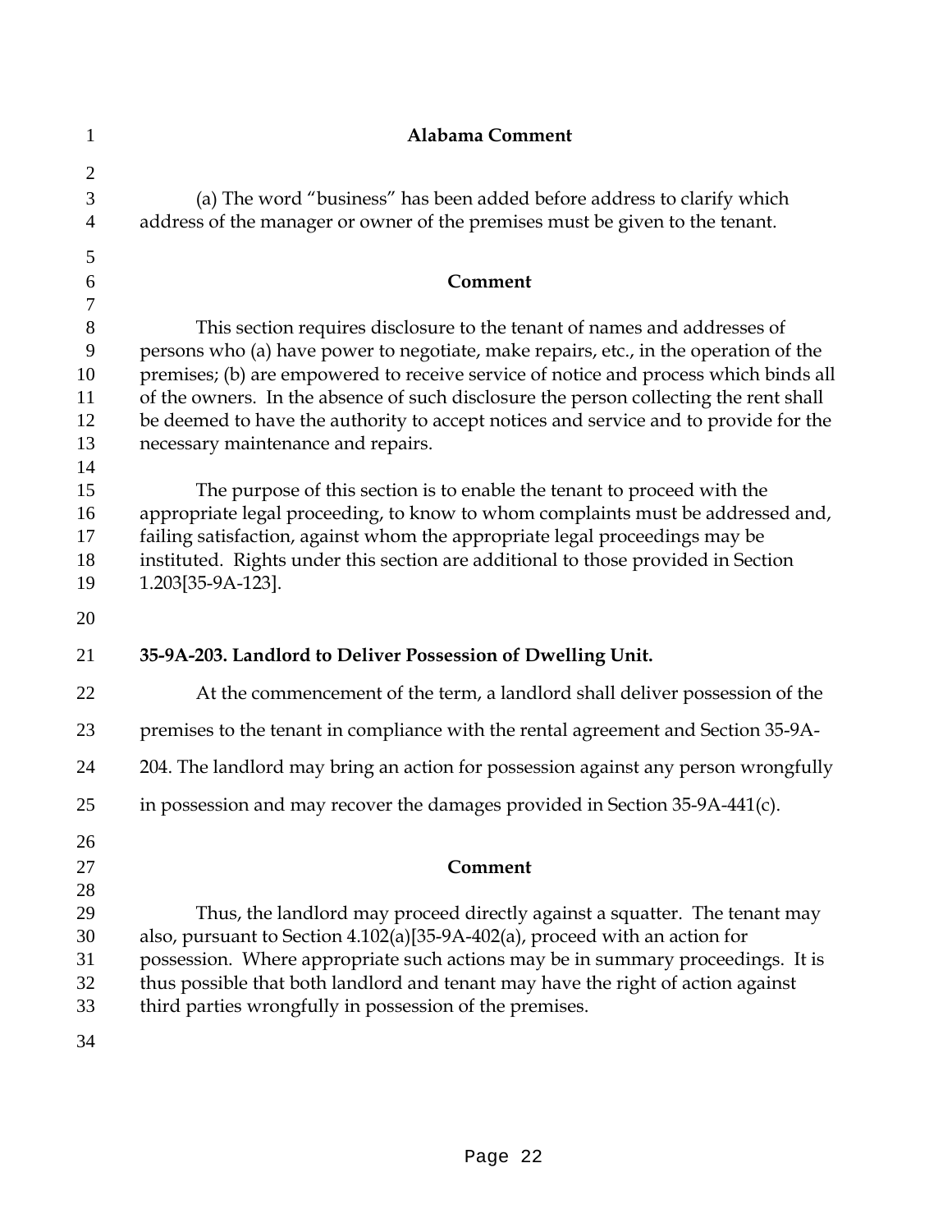### Alabama Comment

(a) The word "business" has been added before address to clarify which address of the manager or owner of the premises must be given to the tenant.

### Comment

This section requires disclosure to the tenant of names and addresses of persons who (a) have power to negotiate, make repairs, etc., in the operation of the premises; (b) are empowered to receive service of notice and process which binds all of the owners. In the absence of such disclosure the person collecting the rent shall be deemed to have the authority to accept notices and service and to provide for the necessary maintenance and repairs.

The purpose of this section is to enable the tenant to proceed with the appropriate legal proceeding, to know to whom complaints must be addressed and, failing satisfaction, against whom the appropriate legal proceedings may be instituted. Rights under this section are additional to those provided in Section 1.203[35-9A-123].

**35-9A-203. Landlord to Deliver Possession of Dwelling Unit.**

At the commencement of the term, a landlord shall deliver possession of the premises to the tenant in compliance with the rental agreement and Section 35-9A-204. The landlord may bring an action for possession against any person wrongfully in possession and may recover the damages provided in Section 35-9A-441(c).

### Comment

Thus, the landlord may proceed directly against a squatter. The tenant may also, pursuant to Section 4.102(a)[35-9A-402(a), proceed with an action for possession. Where appropriate such actions may be in summary proceedings. It is thus possible that both landlord and tenant may have the right of action against third parties wrongfully in possession of the premises.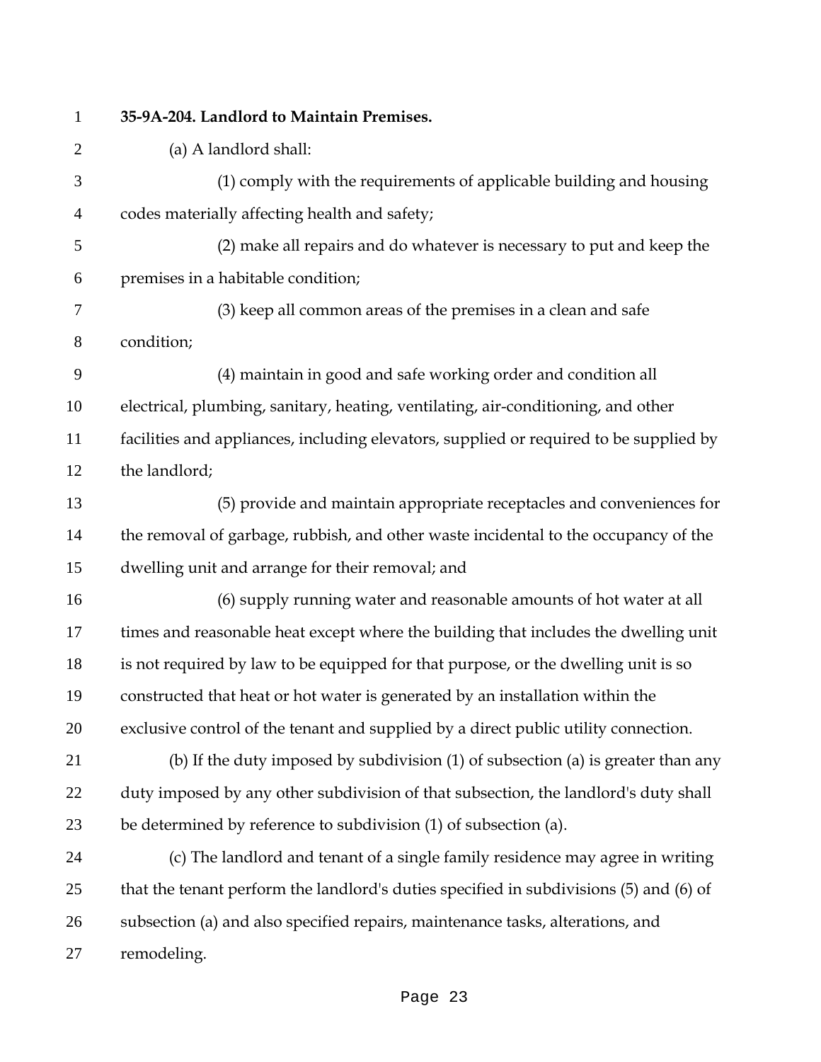**35-9A-204. Landlord to Maintain Premises.**

(a) A landlord shall:

(1) comply with the requirements of applicable building and housing codes materially affecting health and safety;

(2) make all repairs and do whatever is necessary to put and keep the premises in a habitable condition;

(3) keep all common areas of the premises in a clean and safe condition;

(4) maintain in good and safe working order and condition all electrical, plumbing, sanitary, heating, ventilating, air-conditioning, and other facilities and appliances, including elevators, supplied or required to be supplied by the landlord;

(5) provide and maintain appropriate receptacles and conveniences for the removal of garbage, rubbish, and other waste incidental to the occupancy of the dwelling unit and arrange for their removal; and

(6) supply running water and reasonable amounts of hot water at all times and reasonable heat except where the building that includes the dwelling unit is not required by law to be equipped for that purpose, or the dwelling unit is so constructed that heat or hot water is generated by an installation within the exclusive control of the tenant and supplied by a direct public utility connection.

(b) If the duty imposed by subdivision (1) of subsection (a) is greater than any duty imposed by any other subdivision of that subsection, the landlord's duty shall be determined by reference to subdivision (1) of subsection (a).

(c) The landlord and tenant of a single family residence may agree in writing that the tenant perform the landlord's duties specified in subdivisions (5) and (6) of subsection (a) and also specified repairs, maintenance tasks, alterations, and remodeling.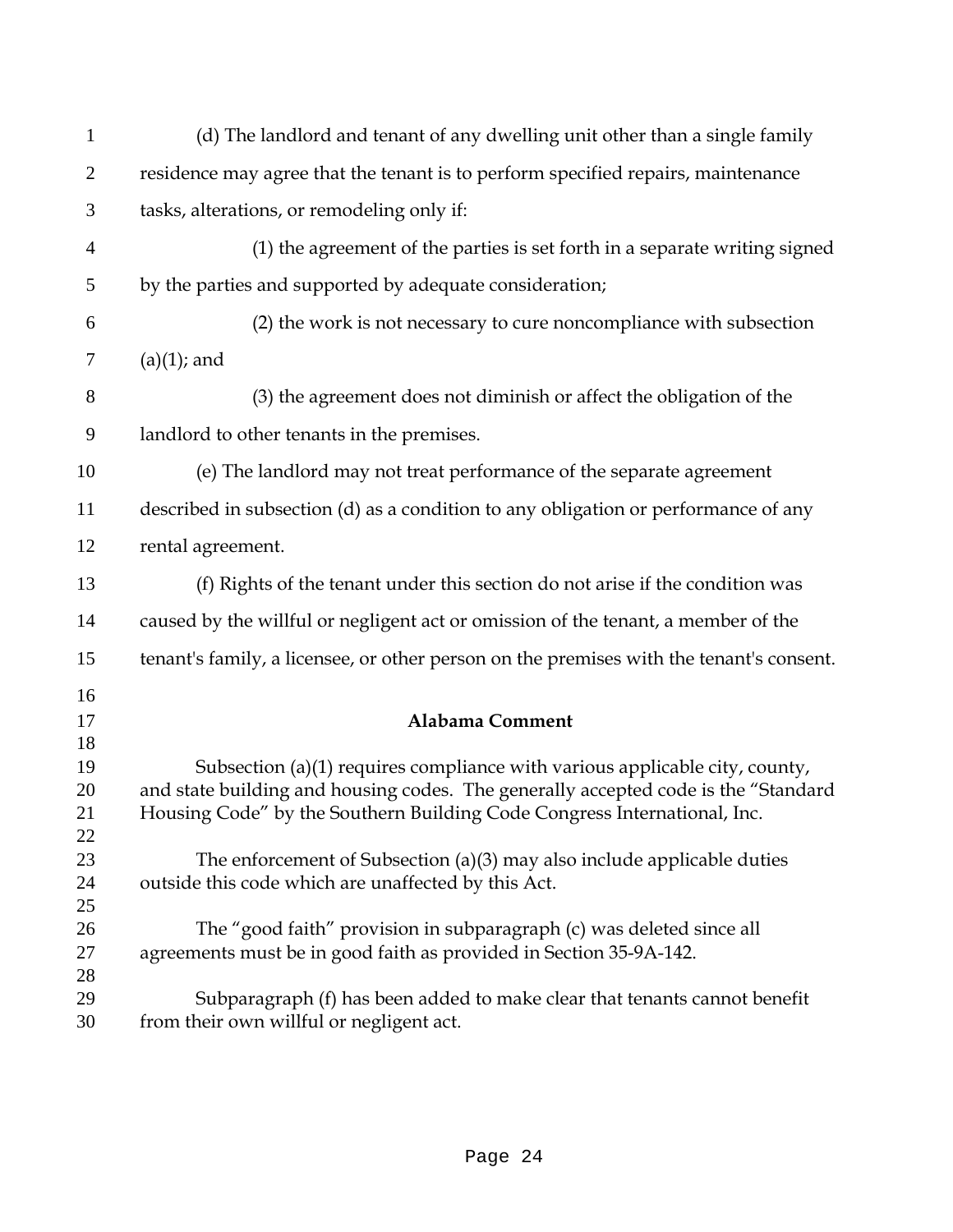(d) The landlord and tenant of any dwelling unit other than a single family residence may agree that the tenant is to perform specified repairs, maintenance tasks, alterations, or remodeling only if:

(1) the agreement of the parties is set forth in a separate writing signed by the parties and supported by adequate consideration;

(2) the work is not necessary to cure noncompliance with subsection (a)(1); and

(3) the agreement does not diminish or affect the obligation of the landlord to other tenants in the premises.

(e) The landlord may not treat performance of the separate agreement described in subsection (d) as a condition to any obligation or performance of any rental agreement.

(f) Rights of the tenant under this section do not arise if the condition was caused by the willful or negligent act or omission of the tenant, a member of the tenant's family, a licensee, or other person on the premises with the tenant's consent.

**Alabama Comment**

Subsection (a)(1) requires compliance with various applicable city, county, and state building and housing codes. The generally accepted code is the "Standard Housing Code" by the Southern Building Code Congress International, Inc.

The enforcement of Subsection (a)(3) may also include applicable duties outside this code which are unaffected by this Act.

The "good faith" provision in subparagraph (c) was deleted since all agreements must be in good faith as provided in Section 35-9A-142.

Subparagraph (f) has been added to make clear that tenants cannot benefit from their own willful or negligent act.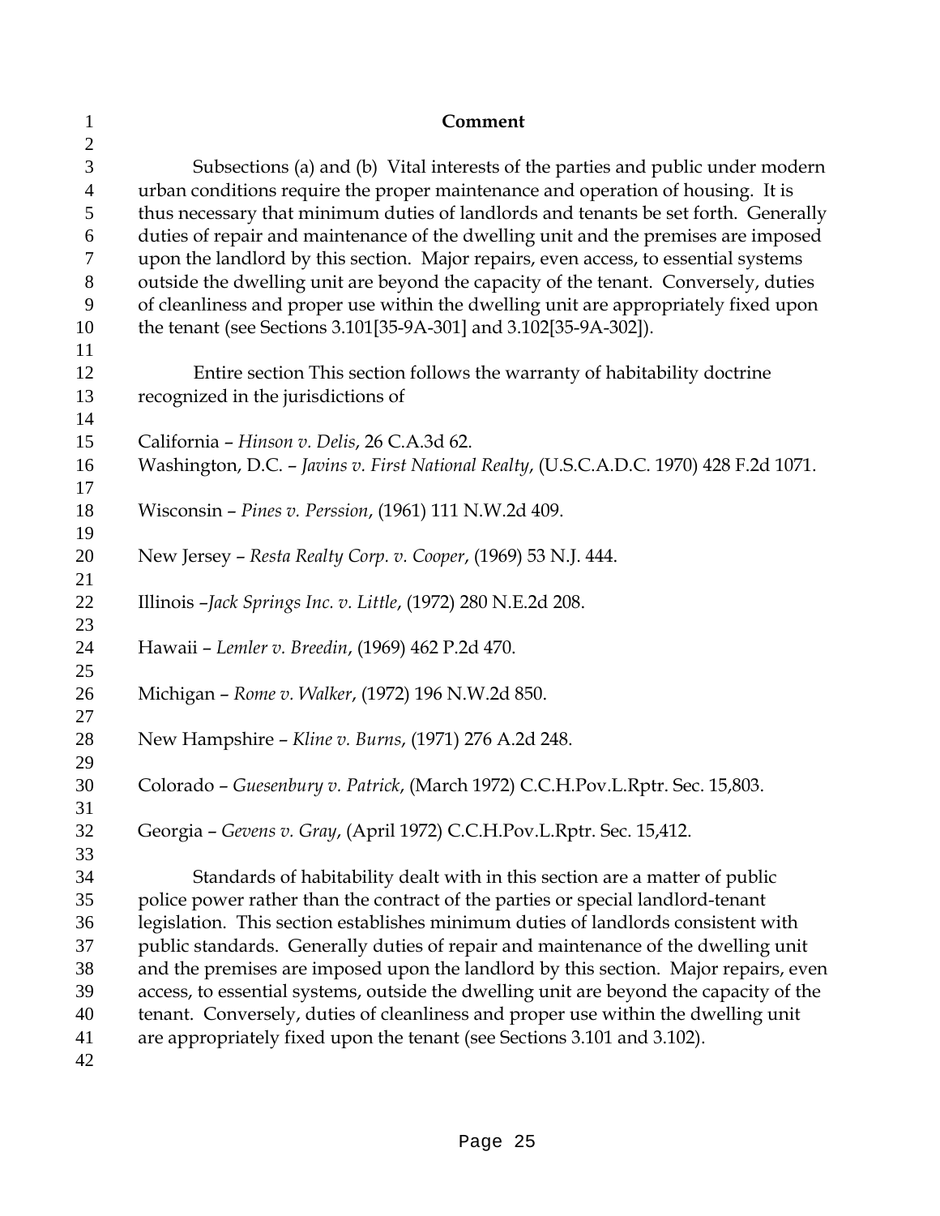**Comment**

Subsections (a) and (b) Vital interests of the parties and public under modern urban conditions require the proper maintenance and operation of housing. It is thus necessary that minimum duties of landlords and tenants be set forth. Generally duties of repair and maintenance of the dwelling unit and the premises are imposed upon the landlord by this section. Major repairs, even access, to essential systems outside the dwelling unit are beyond the capacity of the tenant. Conversely, duties of cleanliness and proper use within the dwelling unit are appropriately fixed upon the tenant (see Sections 3.101[35-9A-301] and 3.102[35-9A-302]).

Entire section This section follows the warranty of habitability doctrine recognized in the jurisdictions of

California – *Hinson v. Delis*, 26 C.A.3d 62.
Washington, D.C. – *Javins v. First National Realty*, (U.S.C.A.D.C. 1970) 428 F.2d 1071.

Wisconsin – *Pines v. Perssion*, (1961) 111 N.W.2d 409.

New Jersey – *Resta Realty Corp. v. Cooper*, (1969) 53 N.J. 444.

Illinois –*Jack Springs Inc. v. Little*, (1972) 280 N.E.2d 208.

Hawaii – *Lemler v. Breedin*, (1969) 462 P.2d 470.

Michigan – *Rome v. Walker*, (1972) 196 N.W.2d 850.

New Hampshire – *Kline v. Burns*, (1971) 276 A.2d 248.

Colorado – *Guesenbury v. Patrick*, (March 1972) C.C.H.Pov.L.Rptr. Sec. 15,803.

Georgia – *Gevens v. Gray*, (April 1972) C.C.H.Pov.L.Rptr. Sec. 15,412.

Standards of habitability dealt with in this section are a matter of public police power rather than the contract of the parties or special landlord-tenant legislation. This section establishes minimum duties of landlords consistent with public standards. Generally duties of repair and maintenance of the dwelling unit and the premises are imposed upon the landlord by this section. Major repairs, even access, to essential systems, outside the dwelling unit are beyond the capacity of the tenant. Conversely, duties of cleanliness and proper use within the dwelling unit are appropriately fixed upon the tenant (see Sections 3.101 and 3.102).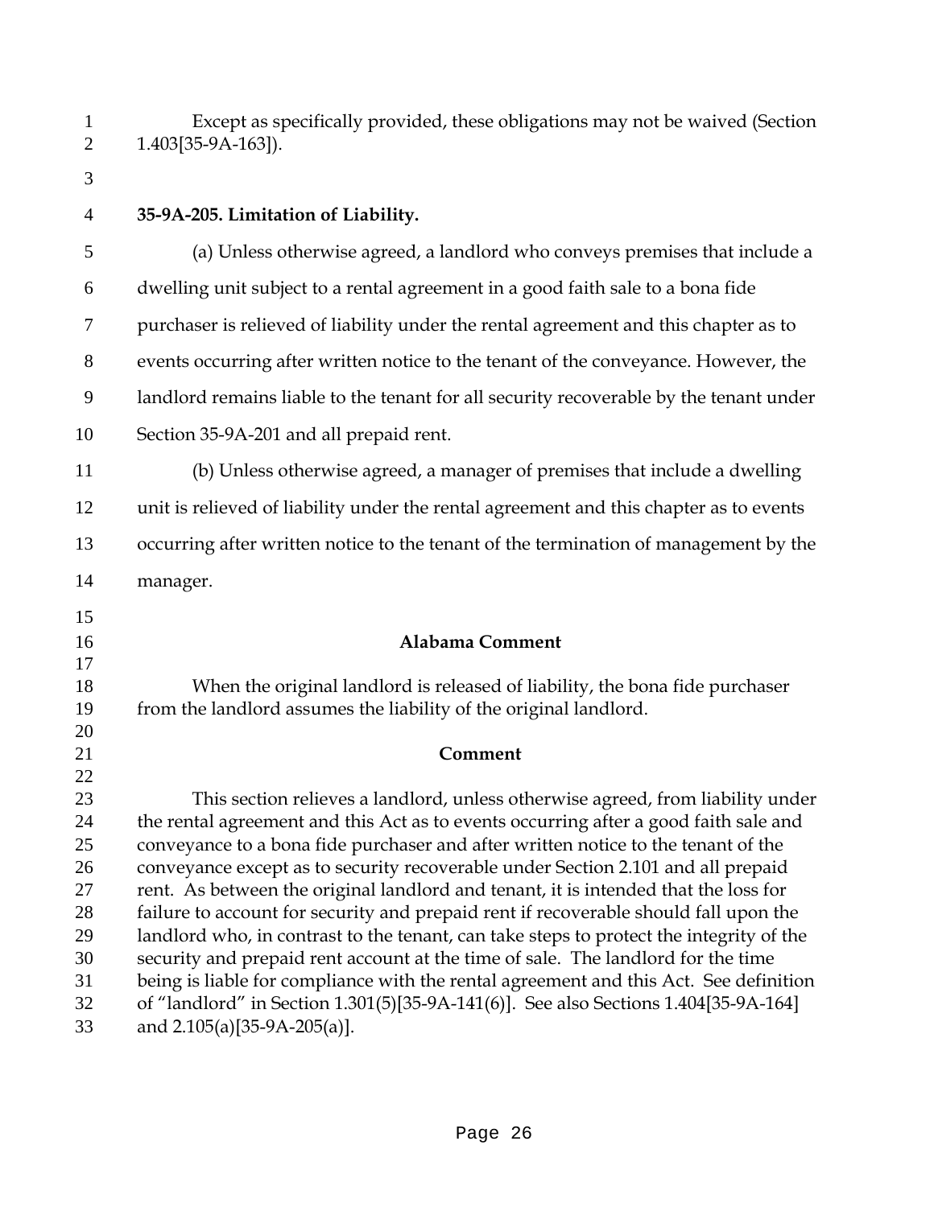Except as specifically provided, these obligations may not be waived (Section 1.403[35-9A-163]).

### 35-9A-205. Limitation of Liability.

(a) Unless otherwise agreed, a landlord who conveys premises that include a dwelling unit subject to a rental agreement in a good faith sale to a bona fide purchaser is relieved of liability under the rental agreement and this chapter as to events occurring after written notice to the tenant of the conveyance. However, the landlord remains liable to the tenant for all security recoverable by the tenant under Section 35-9A-201 and all prepaid rent.

(b) Unless otherwise agreed, a manager of premises that include a dwelling unit is relieved of liability under the rental agreement and this chapter as to events occurring after written notice to the tenant of the termination of management by the manager.

**Alabama Comment**

When the original landlord is released of liability, the bona fide purchaser from the landlord assumes the liability of the original landlord.

**Comment**

This section relieves a landlord, unless otherwise agreed, from liability under the rental agreement and this Act as to events occurring after a good faith sale and conveyance to a bona fide purchaser and after written notice to the tenant of the conveyance except as to security recoverable under Section 2.101 and all prepaid rent. As between the original landlord and tenant, it is intended that the loss for failure to account for security and prepaid rent if recoverable should fall upon the landlord who, in contrast to the tenant, can take steps to protect the integrity of the security and prepaid rent account at the time of sale. The landlord for the time being is liable for compliance with the rental agreement and this Act. See definition of "landlord" in Section 1.301(5)[35-9A-141(6)]. See also Sections 1.404[35-9A-164] and 2.105(a)[35-9A-205(a)].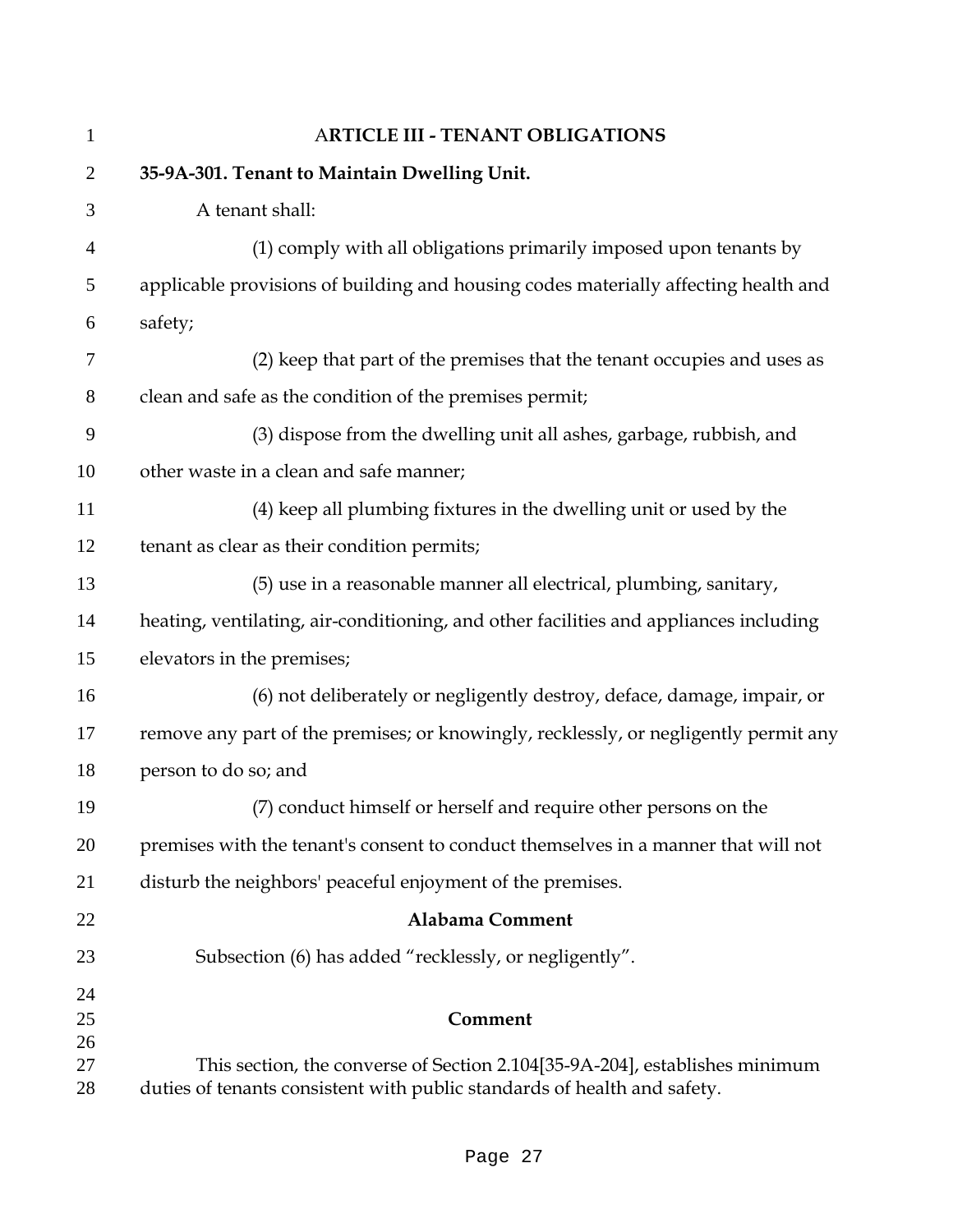## ARTICLE III - TENANT OBLIGATIONS

### 35-9A-301. Tenant to Maintain Dwelling Unit.

A tenant shall:

(1) comply with all obligations primarily imposed upon tenants by applicable provisions of building and housing codes materially affecting health and safety;

(2) keep that part of the premises that the tenant occupies and uses as clean and safe as the condition of the premises permit;

(3) dispose from the dwelling unit all ashes, garbage, rubbish, and other waste in a clean and safe manner;

(4) keep all plumbing fixtures in the dwelling unit or used by the tenant as clear as their condition permits;

(5) use in a reasonable manner all electrical, plumbing, sanitary, heating, ventilating, air-conditioning, and other facilities and appliances including elevators in the premises;

(6) not deliberately or negligently destroy, deface, damage, impair, or remove any part of the premises; or knowingly, recklessly, or negligently permit any person to do so; and

(7) conduct himself or herself and require other persons on the premises with the tenant's consent to conduct themselves in a manner that will not disturb the neighbors' peaceful enjoyment of the premises.

**Alabama Comment**

Subsection (6) has added "recklessly, or negligently".

**Comment**

This section, the converse of Section 2.104[35-9A-204], establishes minimum duties of tenants consistent with public standards of health and safety.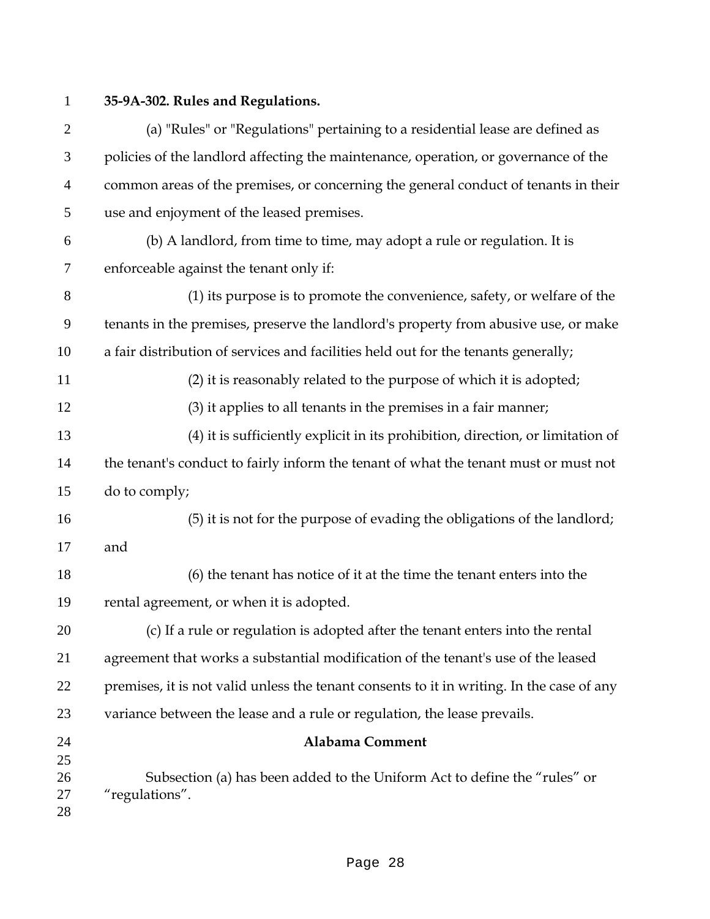**35-9A-302. Rules and Regulations.**

(a) "Rules" or "Regulations" pertaining to a residential lease are defined as policies of the landlord affecting the maintenance, operation, or governance of the common areas of the premises, or concerning the general conduct of tenants in their use and enjoyment of the leased premises.

(b) A landlord, from time to time, may adopt a rule or regulation. It is enforceable against the tenant only if:

(1) its purpose is to promote the convenience, safety, or welfare of the tenants in the premises, preserve the landlord's property from abusive use, or make a fair distribution of services and facilities held out for the tenants generally;

(2) it is reasonably related to the purpose of which it is adopted;

(3) it applies to all tenants in the premises in a fair manner;

(4) it is sufficiently explicit in its prohibition, direction, or limitation of the tenant's conduct to fairly inform the tenant of what the tenant must or must not do to comply;

(5) it is not for the purpose of evading the obligations of the landlord; and

(6) the tenant has notice of it at the time the tenant enters into the rental agreement, or when it is adopted.

(c) If a rule or regulation is adopted after the tenant enters into the rental agreement that works a substantial modification of the tenant's use of the leased premises, it is not valid unless the tenant consents to it in writing. In the case of any variance between the lease and a rule or regulation, the lease prevails.

**Alabama Comment**

Subsection (a) has been added to the Uniform Act to define the "rules" or "regulations".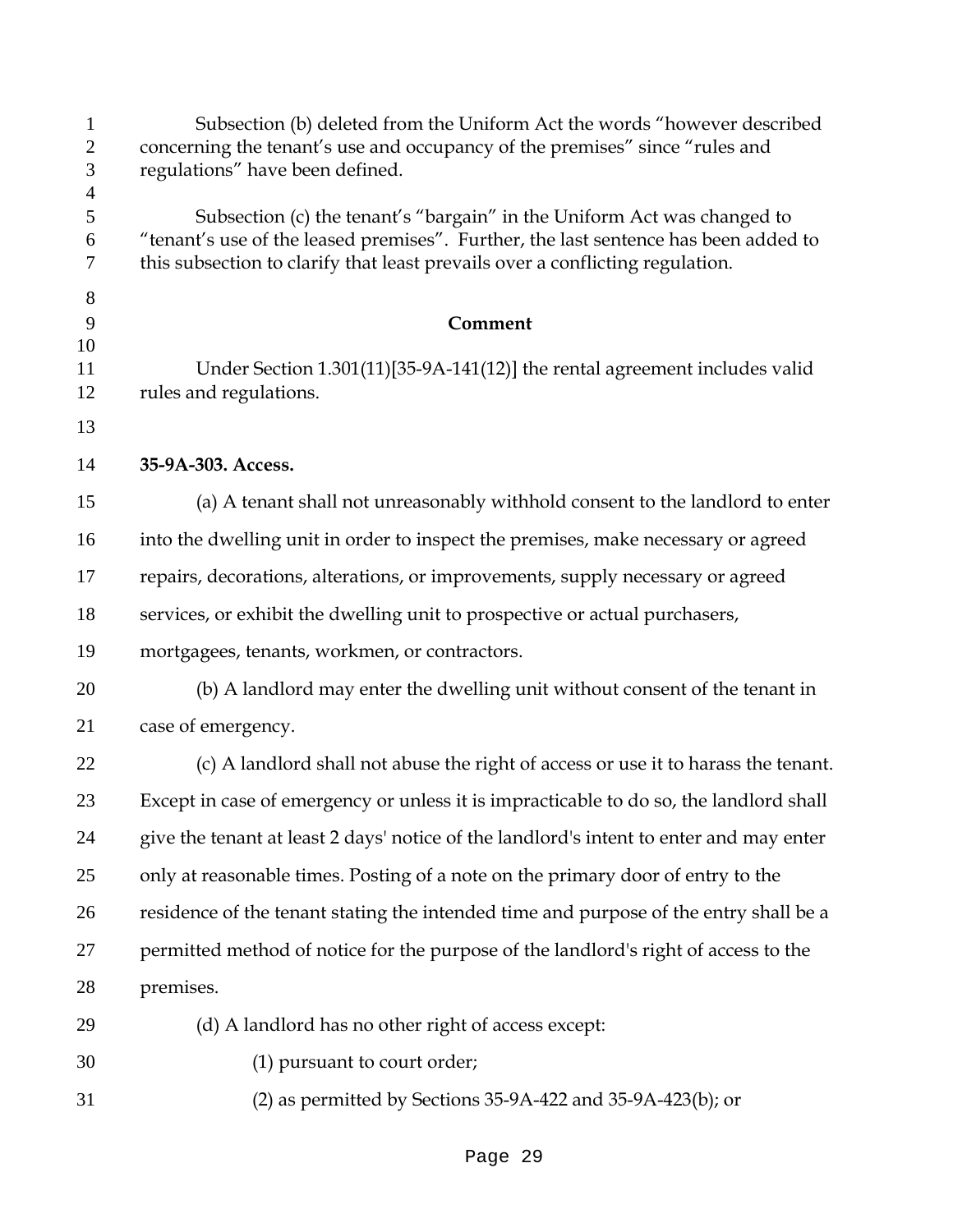Subsection (b) deleted from the Uniform Act the words "however described concerning the tenant's use and occupancy of the premises" since "rules and regulations" have been defined.

Subsection (c) the tenant's "bargain" in the Uniform Act was changed to "tenant's use of the leased premises". Further, the last sentence has been added to this subsection to clarify that least prevails over a conflicting regulation.

**Comment**

Under Section 1.301(11)[35-9A-141(12)] the rental agreement includes valid rules and regulations.

**35-9A-303. Access.**

(a) A tenant shall not unreasonably withhold consent to the landlord to enter into the dwelling unit in order to inspect the premises, make necessary or agreed repairs, decorations, alterations, or improvements, supply necessary or agreed services, or exhibit the dwelling unit to prospective or actual purchasers, mortgagees, tenants, workmen, or contractors.

(b) A landlord may enter the dwelling unit without consent of the tenant in case of emergency.

(c) A landlord shall not abuse the right of access or use it to harass the tenant. Except in case of emergency or unless it is impracticable to do so, the landlord shall give the tenant at least 2 days' notice of the landlord's intent to enter and may enter only at reasonable times. Posting of a note on the primary door of entry to the residence of the tenant stating the intended time and purpose of the entry shall be a permitted method of notice for the purpose of the landlord's right of access to the premises.

(d) A landlord has no other right of access except:

(1) pursuant to court order;

(2) as permitted by Sections 35-9A-422 and 35-9A-423(b); or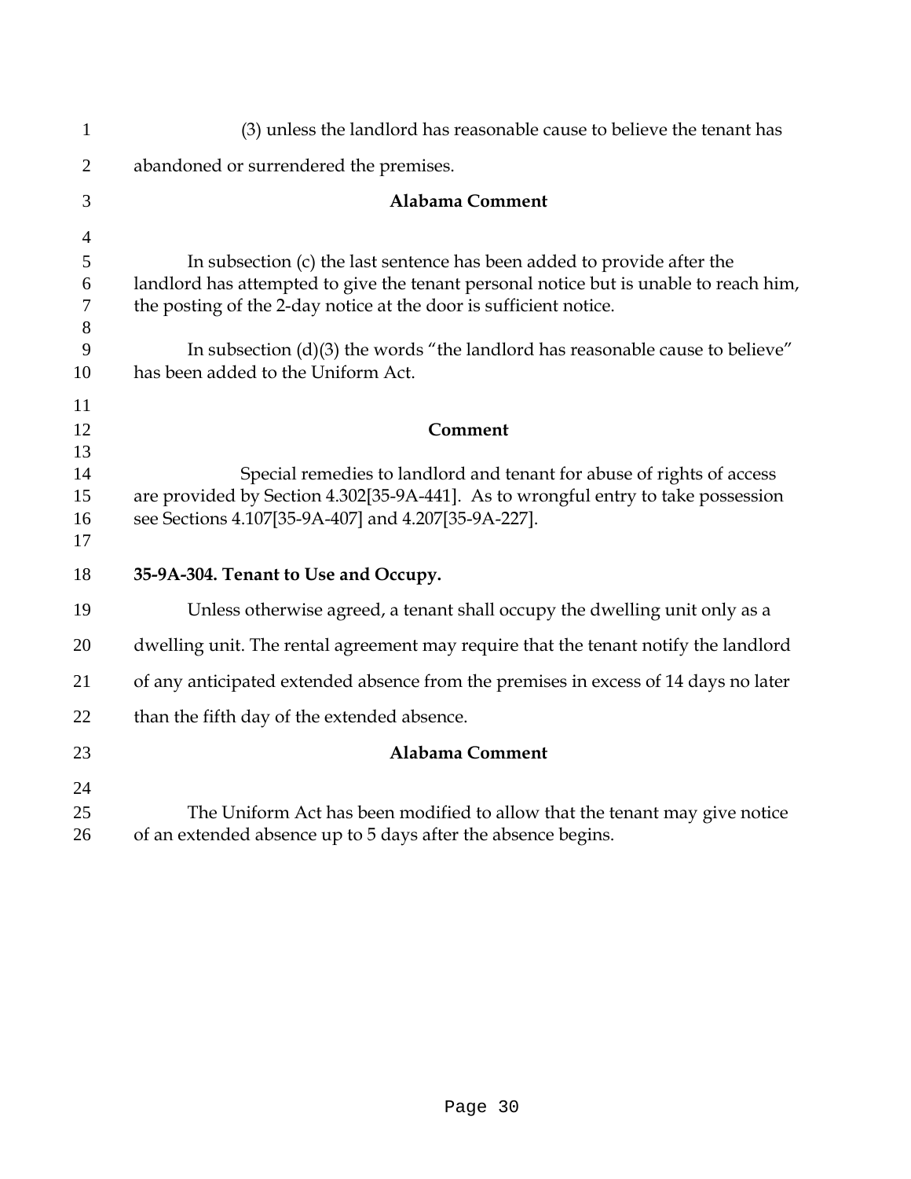(3) unless the landlord has reasonable cause to believe the tenant has abandoned or surrendered the premises.

**Alabama Comment**

In subsection (c) the last sentence has been added to provide after the landlord has attempted to give the tenant personal notice but is unable to reach him, the posting of the 2-day notice at the door is sufficient notice.

In subsection (d)(3) the words "the landlord has reasonable cause to believe" has been added to the Uniform Act.

**Comment**

Special remedies to landlord and tenant for abuse of rights of access are provided by Section 4.302[35-9A-441]. As to wrongful entry to take possession see Sections 4.107[35-9A-407] and 4.207[35-9A-227].

**35-9A-304. Tenant to Use and Occupy.**

Unless otherwise agreed, a tenant shall occupy the dwelling unit only as a dwelling unit. The rental agreement may require that the tenant notify the landlord of any anticipated extended absence from the premises in excess of 14 days no later than the fifth day of the extended absence.

**Alabama Comment**

The Uniform Act has been modified to allow that the tenant may give notice of an extended absence up to 5 days after the absence begins.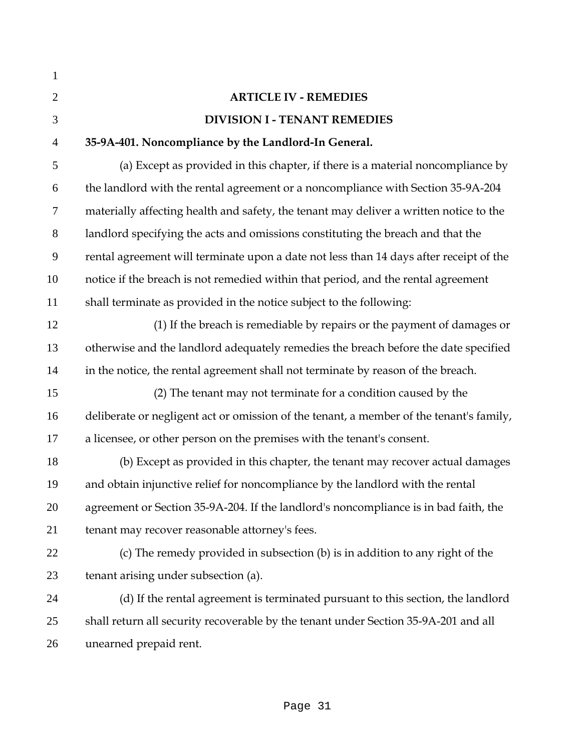## ARTICLE IV - REMEDIES

### DIVISION I - TENANT REMEDIES

**35-9A-401. Noncompliance by the Landlord-In General.**

(a) Except as provided in this chapter, if there is a material noncompliance by the landlord with the rental agreement or a noncompliance with Section 35-9A-204 materially affecting health and safety, the tenant may deliver a written notice to the landlord specifying the acts and omissions constituting the breach and that the rental agreement will terminate upon a date not less than 14 days after receipt of the notice if the breach is not remedied within that period, and the rental agreement shall terminate as provided in the notice subject to the following:

(1) If the breach is remediable by repairs or the payment of damages or otherwise and the landlord adequately remedies the breach before the date specified in the notice, the rental agreement shall not terminate by reason of the breach.

(2) The tenant may not terminate for a condition caused by the deliberate or negligent act or omission of the tenant, a member of the tenant's family, a licensee, or other person on the premises with the tenant's consent.

(b) Except as provided in this chapter, the tenant may recover actual damages and obtain injunctive relief for noncompliance by the landlord with the rental agreement or Section 35-9A-204. If the landlord's noncompliance is in bad faith, the tenant may recover reasonable attorney's fees.

(c) The remedy provided in subsection (b) is in addition to any right of the tenant arising under subsection (a).

(d) If the rental agreement is terminated pursuant to this section, the landlord shall return all security recoverable by the tenant under Section 35-9A-201 and all unearned prepaid rent.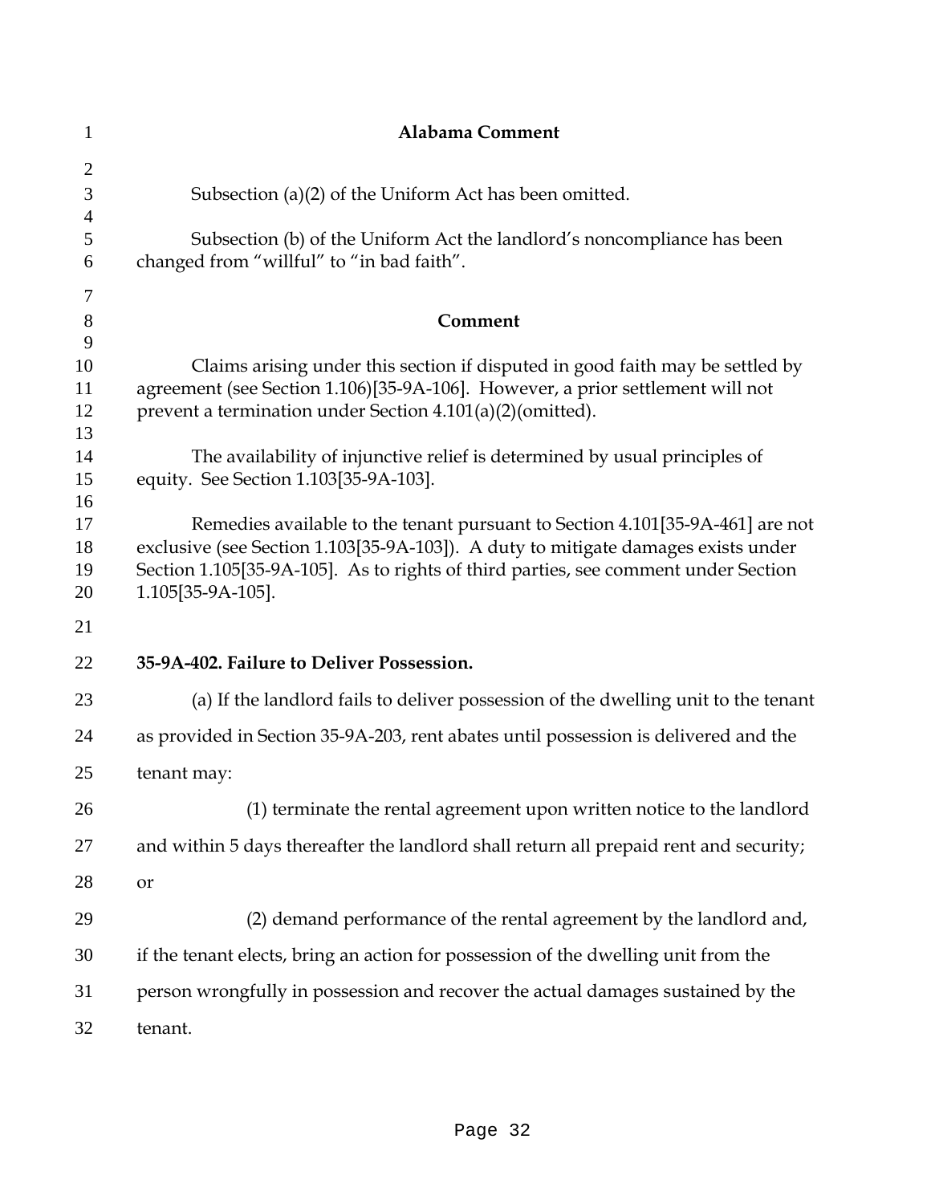**Alabama Comment**

Subsection (a)(2) of the Uniform Act has been omitted.

Subsection (b) of the Uniform Act the landlord's noncompliance has been changed from "willful" to "in bad faith".

**Comment**

Claims arising under this section if disputed in good faith may be settled by agreement (see Section 1.106)[35-9A-106]. However, a prior settlement will not prevent a termination under Section 4.101(a)(2)(omitted).

The availability of injunctive relief is determined by usual principles of equity. See Section 1.103[35-9A-103].

Remedies available to the tenant pursuant to Section 4.101[35-9A-461] are not exclusive (see Section 1.103[35-9A-103]). A duty to mitigate damages exists under Section 1.105[35-9A-105]. As to rights of third parties, see comment under Section 1.105[35-9A-105].

**35-9A-402. Failure to Deliver Possession.**

(a) If the landlord fails to deliver possession of the dwelling unit to the tenant as provided in Section 35-9A-203, rent abates until possession is delivered and the tenant may:

(1) terminate the rental agreement upon written notice to the landlord and within 5 days thereafter the landlord shall return all prepaid rent and security; or

(2) demand performance of the rental agreement by the landlord and, if the tenant elects, bring an action for possession of the dwelling unit from the person wrongfully in possession and recover the actual damages sustained by the tenant.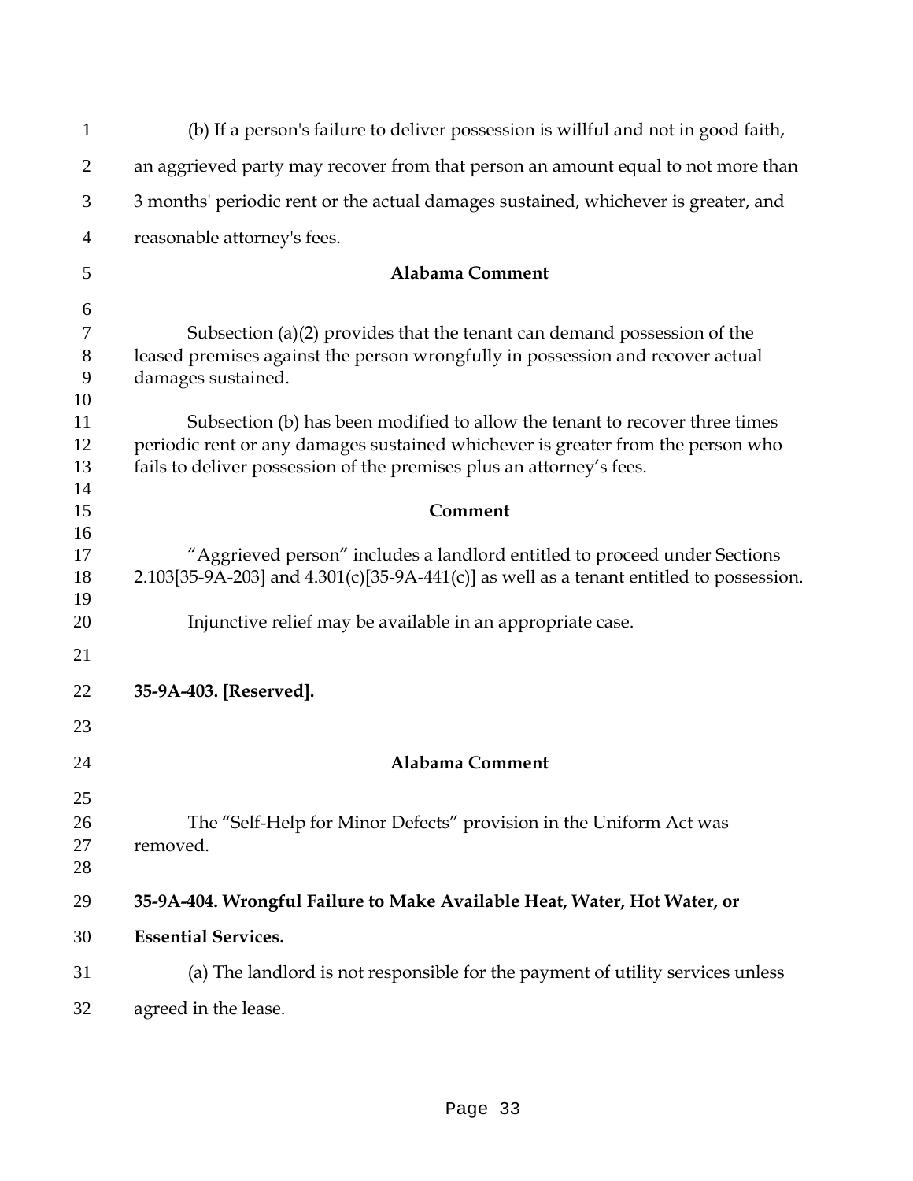(b) If a person's failure to deliver possession is willful and not in good faith, an aggrieved party may recover from that person an amount equal to not more than 3 months' periodic rent or the actual damages sustained, whichever is greater, and reasonable attorney's fees.

**Alabama Comment**

Subsection (a)(2) provides that the tenant can demand possession of the leased premises against the person wrongfully in possession and recover actual damages sustained.

Subsection (b) has been modified to allow the tenant to recover three times periodic rent or any damages sustained whichever is greater from the person who fails to deliver possession of the premises plus an attorney's fees.

**Comment**

"Aggrieved person" includes a landlord entitled to proceed under Sections 2.103[35-9A-203] and 4.301(c)[35-9A-441(c)] as well as a tenant entitled to possession.

Injunctive relief may be available in an appropriate case.

**35-9A-403. [Reserved].**

**Alabama Comment**

The "Self-Help for Minor Defects" provision in the Uniform Act was removed.

**35-9A-404. Wrongful Failure to Make Available Heat, Water, Hot Water, or Essential Services.**

(a) The landlord is not responsible for the payment of utility services unless agreed in the lease.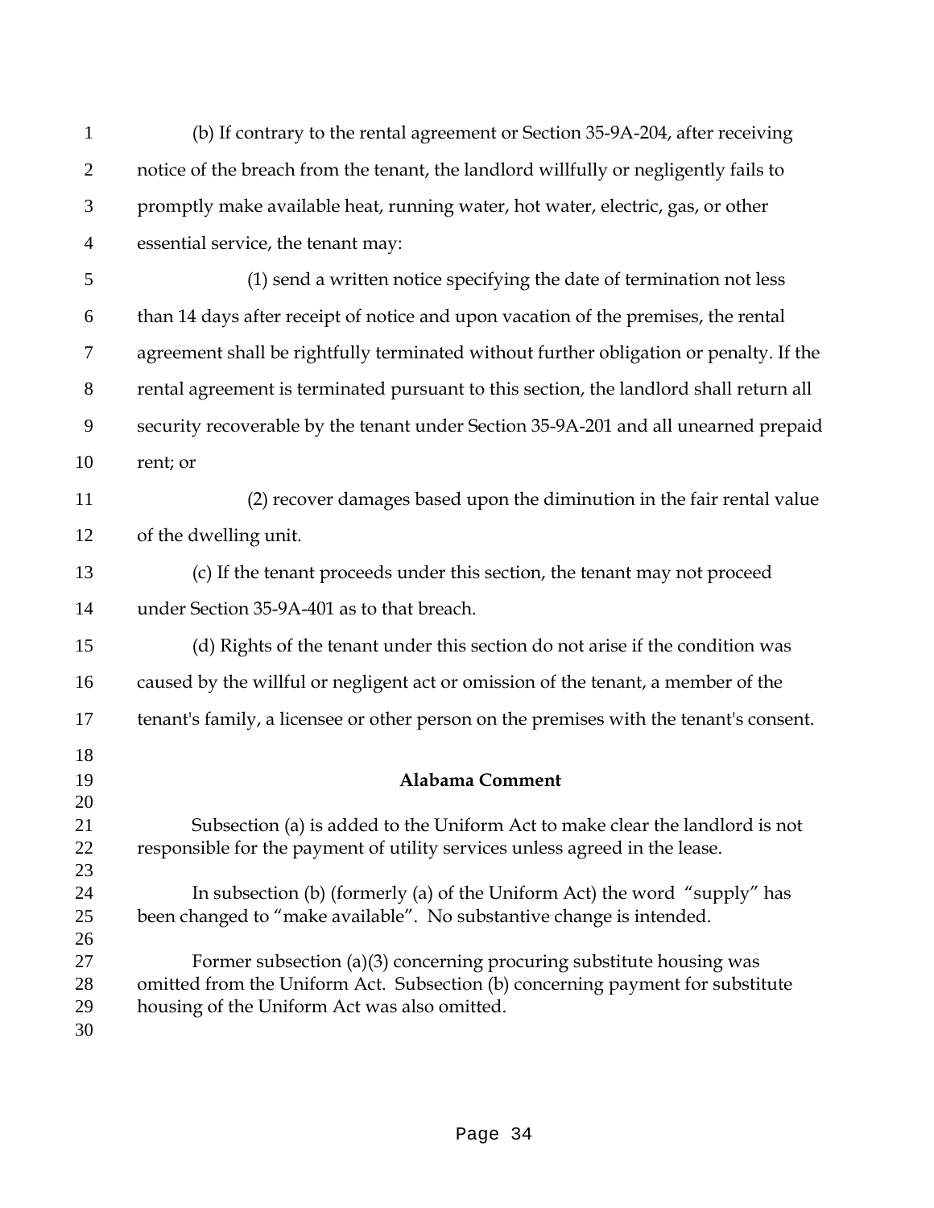(b) If contrary to the rental agreement or Section 35-9A-204, after receiving notice of the breach from the tenant, the landlord willfully or negligently fails to promptly make available heat, running water, hot water, electric, gas, or other essential service, the tenant may:

(1) send a written notice specifying the date of termination not less than 14 days after receipt of notice and upon vacation of the premises, the rental agreement shall be rightfully terminated without further obligation or penalty. If the rental agreement is terminated pursuant to this section, the landlord shall return all security recoverable by the tenant under Section 35-9A-201 and all unearned prepaid rent; or

(2) recover damages based upon the diminution in the fair rental value of the dwelling unit.

(c) If the tenant proceeds under this section, the tenant may not proceed under Section 35-9A-401 as to that breach.

(d) Rights of the tenant under this section do not arise if the condition was caused by the willful or negligent act or omission of the tenant, a member of the tenant's family, a licensee or other person on the premises with the tenant's consent.

## Alabama Comment

Subsection (a) is added to the Uniform Act to make clear the landlord is not responsible for the payment of utility services unless agreed in the lease.

In subsection (b) (formerly (a) of the Uniform Act) the word "supply" has been changed to "make available". No substantive change is intended.

Former subsection (a)(3) concerning procuring substitute housing was omitted from the Uniform Act. Subsection (b) concerning payment for substitute housing of the Uniform Act was also omitted.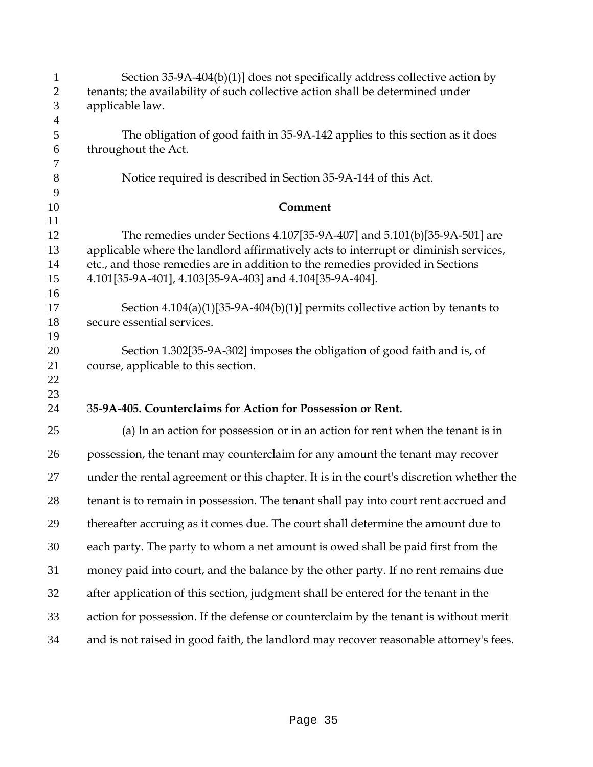Section 35-9A-404(b)(1)] does not specifically address collective action by tenants; the availability of such collective action shall be determined under applicable law.

The obligation of good faith in 35-9A-142 applies to this section as it does throughout the Act.

Notice required is described in Section 35-9A-144 of this Act.

**Comment**

The remedies under Sections 4.107[35-9A-407] and 5.101(b)[35-9A-501] are applicable where the landlord affirmatively acts to interrupt or diminish services, etc., and those remedies are in addition to the remedies provided in Sections 4.101[35-9A-401], 4.103[35-9A-403] and 4.104[35-9A-404].

Section 4.104(a)(1)[35-9A-404(b)(1)] permits collective action by tenants to secure essential services.

Section 1.302[35-9A-302] imposes the obligation of good faith and is, of course, applicable to this section.

**35-9A-405. Counterclaims for Action for Possession or Rent.**

(a) In an action for possession or in an action for rent when the tenant is in possession, the tenant may counterclaim for any amount the tenant may recover under the rental agreement or this chapter. It is in the court's discretion whether the tenant is to remain in possession. The tenant shall pay into court rent accrued and thereafter accruing as it comes due. The court shall determine the amount due to each party. The party to whom a net amount is owed shall be paid first from the money paid into court, and the balance by the other party. If no rent remains due after application of this section, judgment shall be entered for the tenant in the action for possession. If the defense or counterclaim by the tenant is without merit and is not raised in good faith, the landlord may recover reasonable attorney's fees.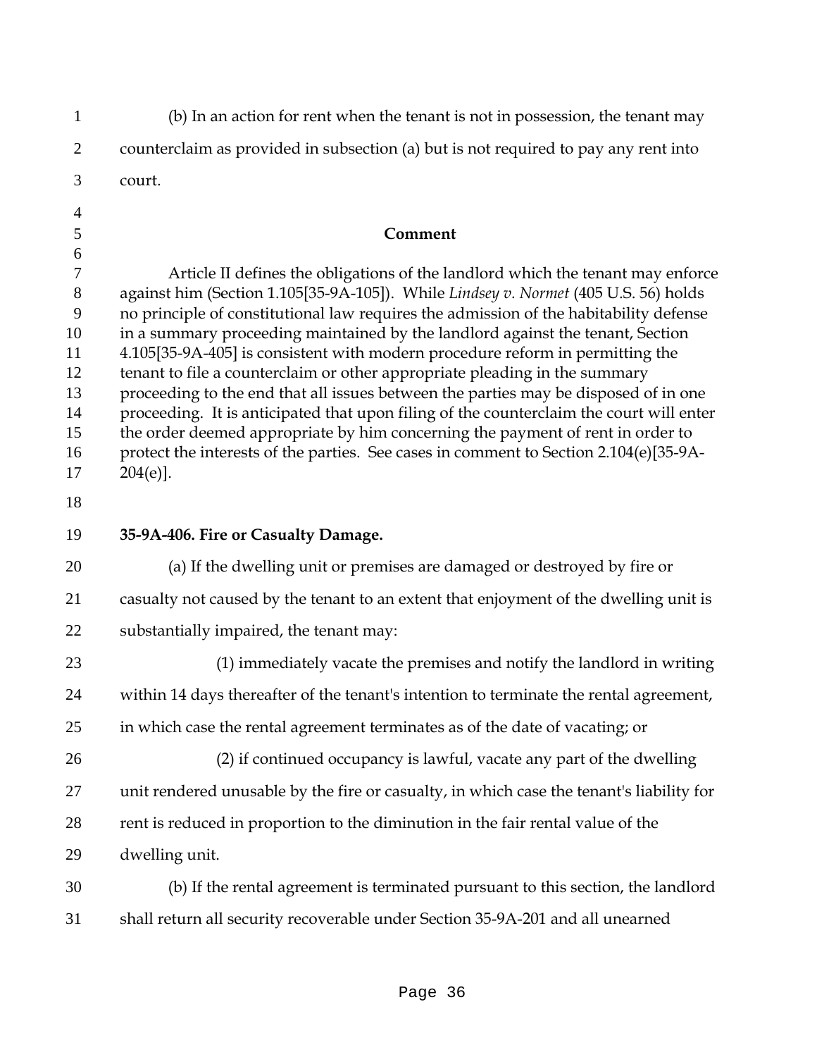(b) In an action for rent when the tenant is not in possession, the tenant may counterclaim as provided in subsection (a) but is not required to pay any rent into court.

**Comment**

Article II defines the obligations of the landlord which the tenant may enforce against him (Section 1.105[35-9A-105]). While *Lindsey v. Normet* (405 U.S. 56) holds no principle of constitutional law requires the admission of the habitability defense in a summary proceeding maintained by the landlord against the tenant, Section 4.105[35-9A-405] is consistent with modern procedure reform in permitting the tenant to file a counterclaim or other appropriate pleading in the summary proceeding to the end that all issues between the parties may be disposed of in one proceeding. It is anticipated that upon filing of the counterclaim the court will enter the order deemed appropriate by him concerning the payment of rent in order to protect the interests of the parties. See cases in comment to Section 2.104(e)[35-9A-204(e)].

**35-9A-406. Fire or Casualty Damage.**

(a) If the dwelling unit or premises are damaged or destroyed by fire or casualty not caused by the tenant to an extent that enjoyment of the dwelling unit is substantially impaired, the tenant may:

(1) immediately vacate the premises and notify the landlord in writing within 14 days thereafter of the tenant's intention to terminate the rental agreement, in which case the rental agreement terminates as of the date of vacating; or

(2) if continued occupancy is lawful, vacate any part of the dwelling unit rendered unusable by the fire or casualty, in which case the tenant's liability for rent is reduced in proportion to the diminution in the fair rental value of the dwelling unit.

(b) If the rental agreement is terminated pursuant to this section, the landlord shall return all security recoverable under Section 35-9A-201 and all unearned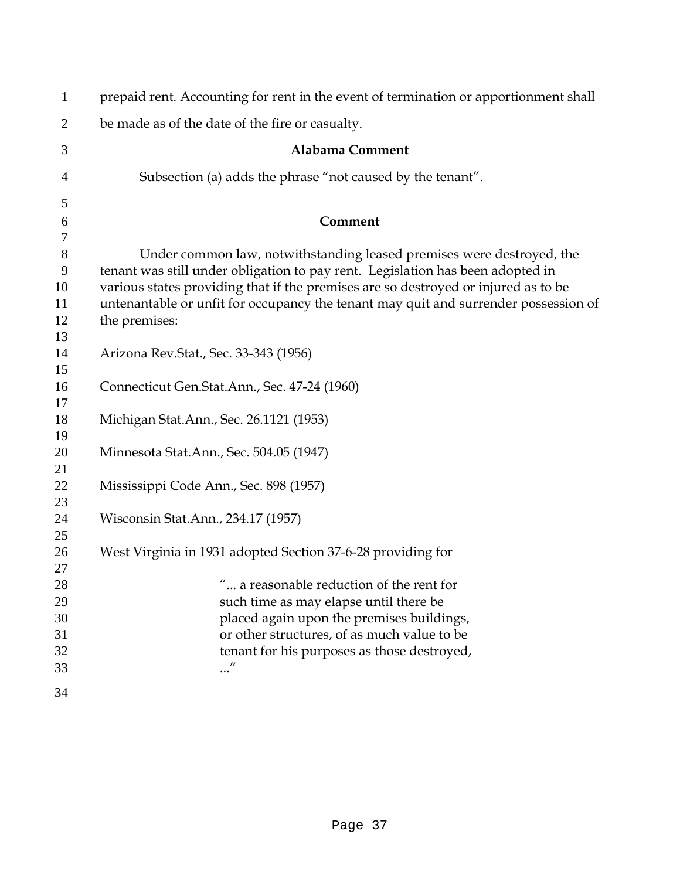prepaid rent. Accounting for rent in the event of termination or apportionment shall be made as of the date of the fire or casualty.

**Alabama Comment**

Subsection (a) adds the phrase "not caused by the tenant".

**Comment**

Under common law, notwithstanding leased premises were destroyed, the tenant was still under obligation to pay rent. Legislation has been adopted in various states providing that if the premises are so destroyed or injured as to be untenantable or unfit for occupancy the tenant may quit and surrender possession of the premises:

Arizona Rev.Stat., Sec. 33-343 (1956)

Connecticut Gen.Stat.Ann., Sec. 47-24 (1960)

Michigan Stat.Ann., Sec. 26.1121 (1953)

Minnesota Stat.Ann., Sec. 504.05 (1947)

Mississippi Code Ann., Sec. 898 (1957)

Wisconsin Stat.Ann., 234.17 (1957)

West Virginia in 1931 adopted Section 37-6-28 providing for

> "... a reasonable reduction of the rent for such time as may elapse until there be placed again upon the premises buildings, or other structures, of as much value to be tenant for his purposes as those destroyed, ..."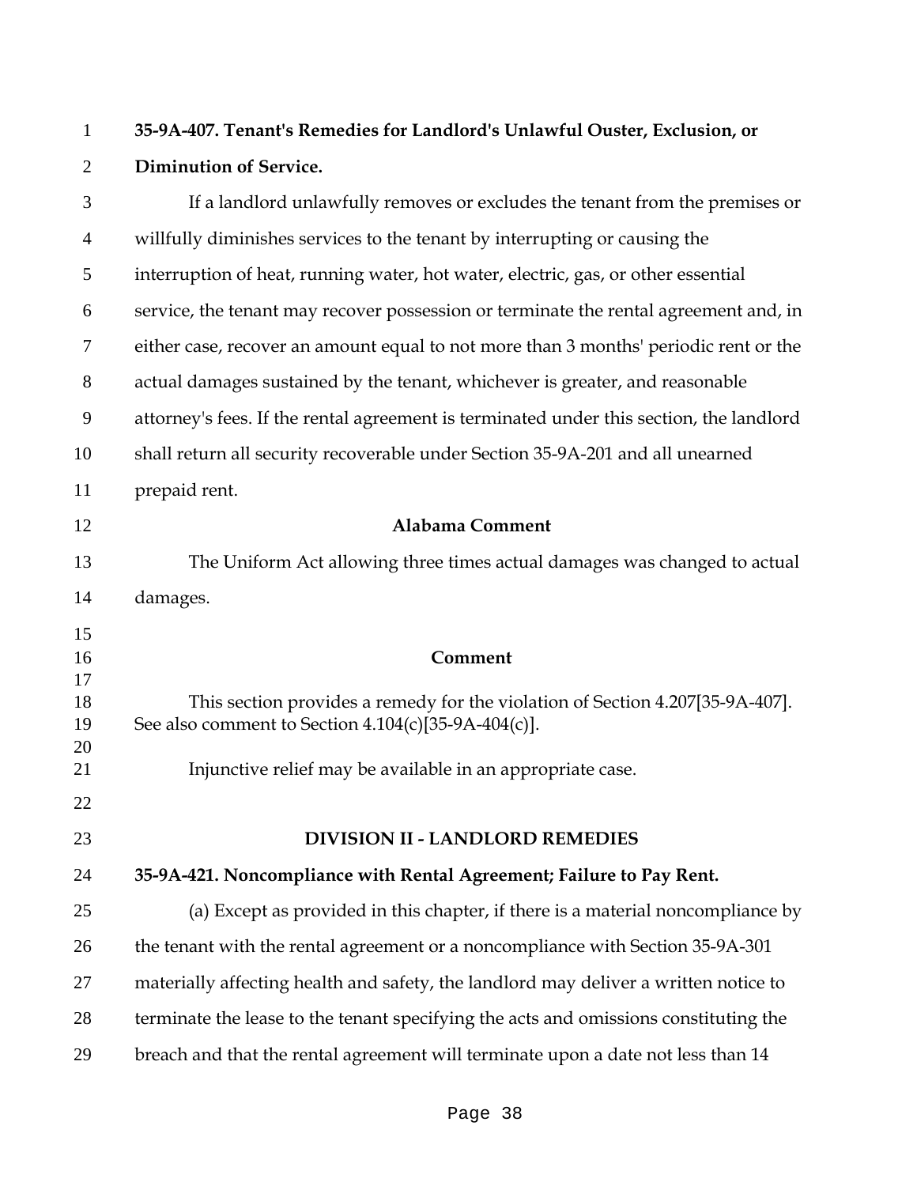**35-9A-407. Tenant's Remedies for Landlord's Unlawful Ouster, Exclusion, or Diminution of Service.**

If a landlord unlawfully removes or excludes the tenant from the premises or willfully diminishes services to the tenant by interrupting or causing the interruption of heat, running water, hot water, electric, gas, or other essential service, the tenant may recover possession or terminate the rental agreement and, in either case, recover an amount equal to not more than 3 months' periodic rent or the actual damages sustained by the tenant, whichever is greater, and reasonable attorney's fees. If the rental agreement is terminated under this section, the landlord shall return all security recoverable under Section 35-9A-201 and all unearned prepaid rent.

**Alabama Comment**

The Uniform Act allowing three times actual damages was changed to actual damages.

**Comment**

This section provides a remedy for the violation of Section 4.207[35-9A-407]. See also comment to Section 4.104(c)[35-9A-404(c)].

Injunctive relief may be available in an appropriate case.

## DIVISION II - LANDLORD REMEDIES

**35-9A-421. Noncompliance with Rental Agreement; Failure to Pay Rent.**

(a) Except as provided in this chapter, if there is a material noncompliance by the tenant with the rental agreement or a noncompliance with Section 35-9A-301 materially affecting health and safety, the landlord may deliver a written notice to terminate the lease to the tenant specifying the acts and omissions constituting the breach and that the rental agreement will terminate upon a date not less than 14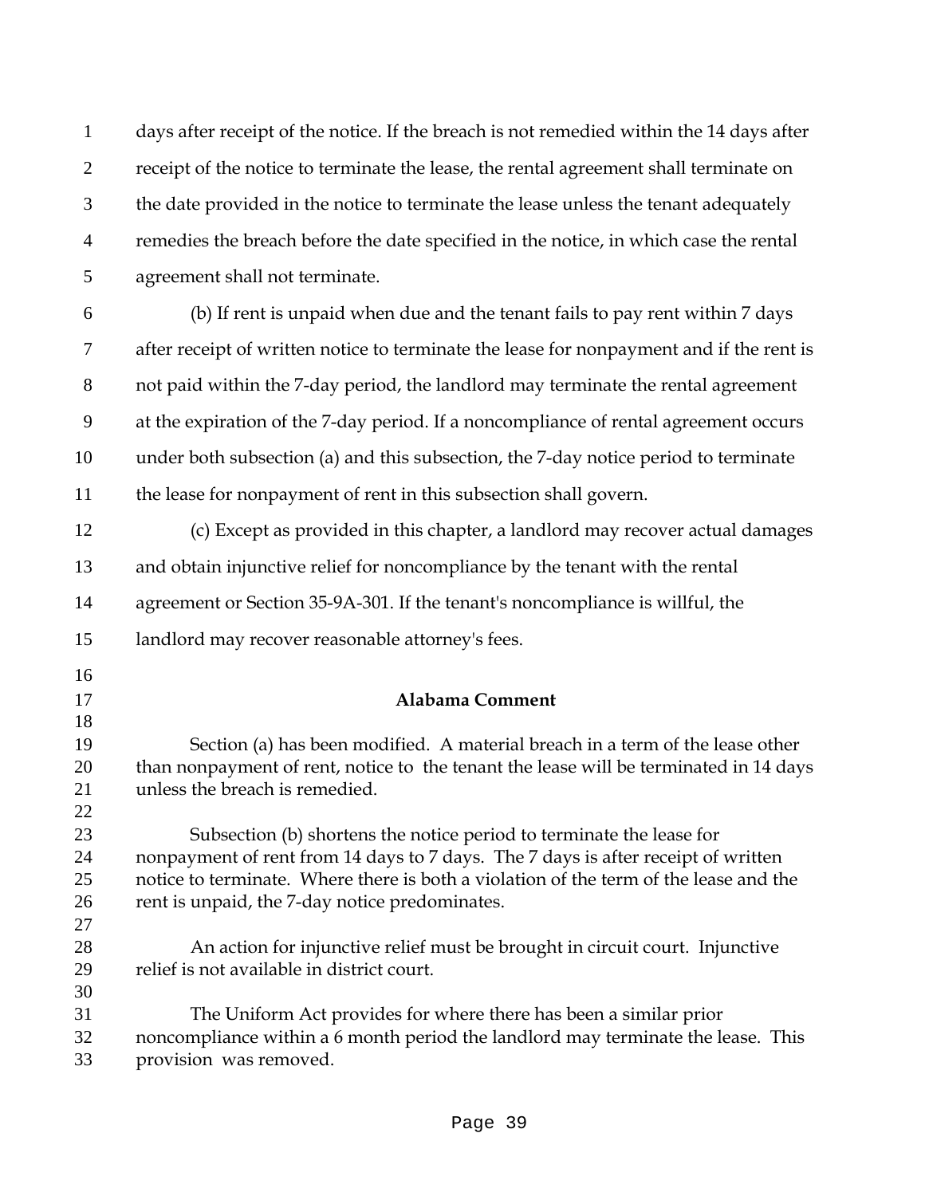days after receipt of the notice. If the breach is not remedied within the 14 days after receipt of the notice to terminate the lease, the rental agreement shall terminate on the date provided in the notice to terminate the lease unless the tenant adequately remedies the breach before the date specified in the notice, in which case the rental agreement shall not terminate.

(b) If rent is unpaid when due and the tenant fails to pay rent within 7 days after receipt of written notice to terminate the lease for nonpayment and if the rent is not paid within the 7-day period, the landlord may terminate the rental agreement at the expiration of the 7-day period. If a noncompliance of rental agreement occurs under both subsection (a) and this subsection, the 7-day notice period to terminate the lease for nonpayment of rent in this subsection shall govern.

(c) Except as provided in this chapter, a landlord may recover actual damages and obtain injunctive relief for noncompliance by the tenant with the rental agreement or Section 35-9A-301. If the tenant's noncompliance is willful, the landlord may recover reasonable attorney's fees.

**Alabama Comment**

Section (a) has been modified. A material breach in a term of the lease other than nonpayment of rent, notice to the tenant the lease will be terminated in 14 days unless the breach is remedied.

Subsection (b) shortens the notice period to terminate the lease for nonpayment of rent from 14 days to 7 days. The 7 days is after receipt of written notice to terminate. Where there is both a violation of the term of the lease and the rent is unpaid, the 7-day notice predominates.

An action for injunctive relief must be brought in circuit court. Injunctive relief is not available in district court.

The Uniform Act provides for where there has been a similar prior noncompliance within a 6 month period the landlord may terminate the lease. This provision was removed.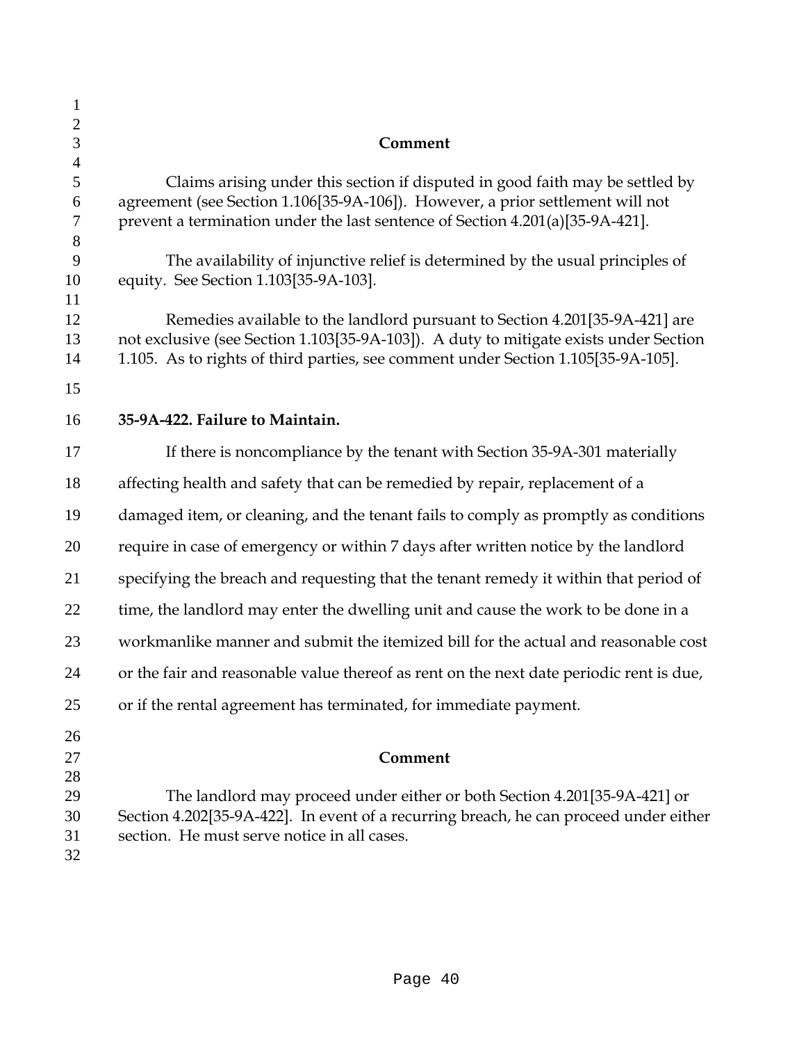## Comment

Claims arising under this section if disputed in good faith may be settled by agreement (see Section 1.106[35-9A-106]). However, a prior settlement will not prevent a termination under the last sentence of Section 4.201(a)[35-9A-421].

The availability of injunctive relief is determined by the usual principles of equity. See Section 1.103[35-9A-103].

Remedies available to the landlord pursuant to Section 4.201[35-9A-421] are not exclusive (see Section 1.103[35-9A-103]). A duty to mitigate exists under Section 1.105. As to rights of third parties, see comment under Section 1.105[35-9A-105].

### 35-9A-422. Failure to Maintain.

If there is noncompliance by the tenant with Section 35-9A-301 materially affecting health and safety that can be remedied by repair, replacement of a damaged item, or cleaning, and the tenant fails to comply as promptly as conditions require in case of emergency or within 7 days after written notice by the landlord specifying the breach and requesting that the tenant remedy it within that period of time, the landlord may enter the dwelling unit and cause the work to be done in a workmanlike manner and submit the itemized bill for the actual and reasonable cost or the fair and reasonable value thereof as rent on the next date periodic rent is due, or if the rental agreement has terminated, for immediate payment.

## Comment

The landlord may proceed under either or both Section 4.201[35-9A-421] or Section 4.202[35-9A-422]. In event of a recurring breach, he can proceed under either section. He must serve notice in all cases.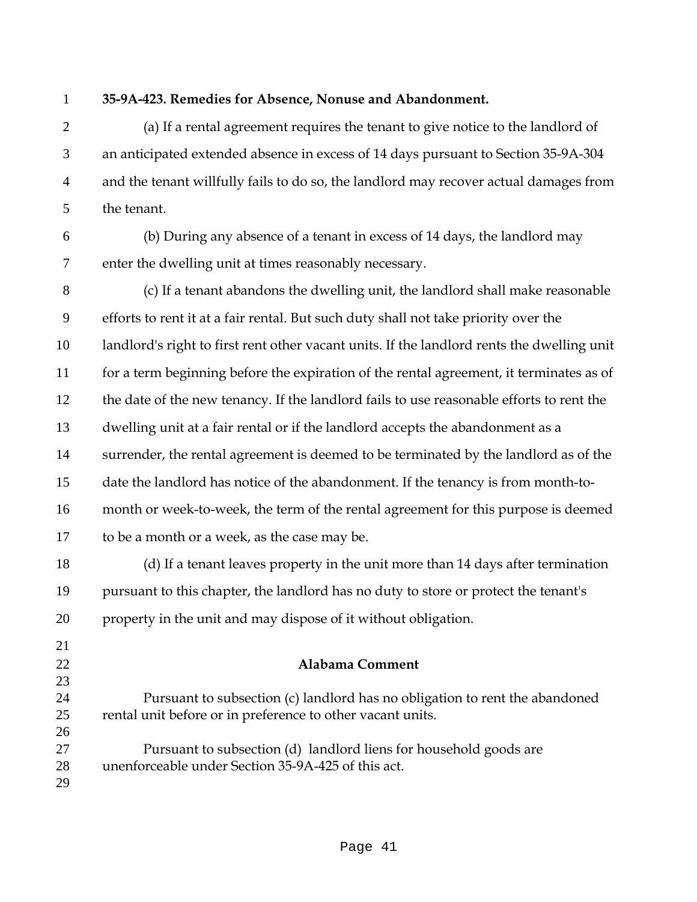**35-9A-423. Remedies for Absence, Nonuse and Abandonment.**

(a) If a rental agreement requires the tenant to give notice to the landlord of an anticipated extended absence in excess of 14 days pursuant to Section 35-9A-304 and the tenant willfully fails to do so, the landlord may recover actual damages from the tenant.

(b) During any absence of a tenant in excess of 14 days, the landlord may enter the dwelling unit at times reasonably necessary.

(c) If a tenant abandons the dwelling unit, the landlord shall make reasonable efforts to rent it at a fair rental. But such duty shall not take priority over the landlord's right to first rent other vacant units. If the landlord rents the dwelling unit for a term beginning before the expiration of the rental agreement, it terminates as of the date of the new tenancy. If the landlord fails to use reasonable efforts to rent the dwelling unit at a fair rental or if the landlord accepts the abandonment as a surrender, the rental agreement is deemed to be terminated by the landlord as of the date the landlord has notice of the abandonment. If the tenancy is from month-to-month or week-to-week, the term of the rental agreement for this purpose is deemed to be a month or a week, as the case may be.

(d) If a tenant leaves property in the unit more than 14 days after termination pursuant to this chapter, the landlord has no duty to store or protect the tenant's property in the unit and may dispose of it without obligation.

**Alabama Comment**

Pursuant to subsection (c) landlord has no obligation to rent the abandoned rental unit before or in preference to other vacant units.

Pursuant to subsection (d) landlord liens for household goods are unenforceable under Section 35-9A-425 of this act.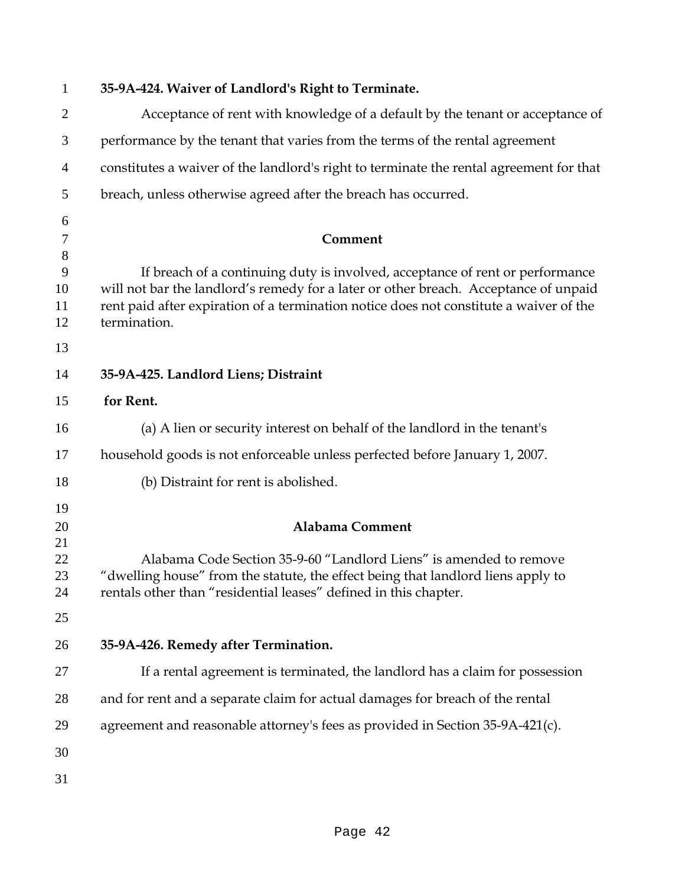**35-9A-424. Waiver of Landlord's Right to Terminate.**

Acceptance of rent with knowledge of a default by the tenant or acceptance of performance by the tenant that varies from the terms of the rental agreement constitutes a waiver of the landlord's right to terminate the rental agreement for that breach, unless otherwise agreed after the breach has occurred.

**Comment**

If breach of a continuing duty is involved, acceptance of rent or performance will not bar the landlord's remedy for a later or other breach. Acceptance of unpaid rent paid after expiration of a termination notice does not constitute a waiver of the termination.

**35-9A-425. Landlord Liens; Distraint for Rent.**

(a) A lien or security interest on behalf of the landlord in the tenant's household goods is not enforceable unless perfected before January 1, 2007.

(b) Distraint for rent is abolished.

**Alabama Comment**

Alabama Code Section 35-9-60 "Landlord Liens" is amended to remove "dwelling house" from the statute, the effect being that landlord liens apply to rentals other than "residential leases" defined in this chapter.

**35-9A-426. Remedy after Termination.**

If a rental agreement is terminated, the landlord has a claim for possession and for rent and a separate claim for actual damages for breach of the rental agreement and reasonable attorney's fees as provided in Section 35-9A-421(c).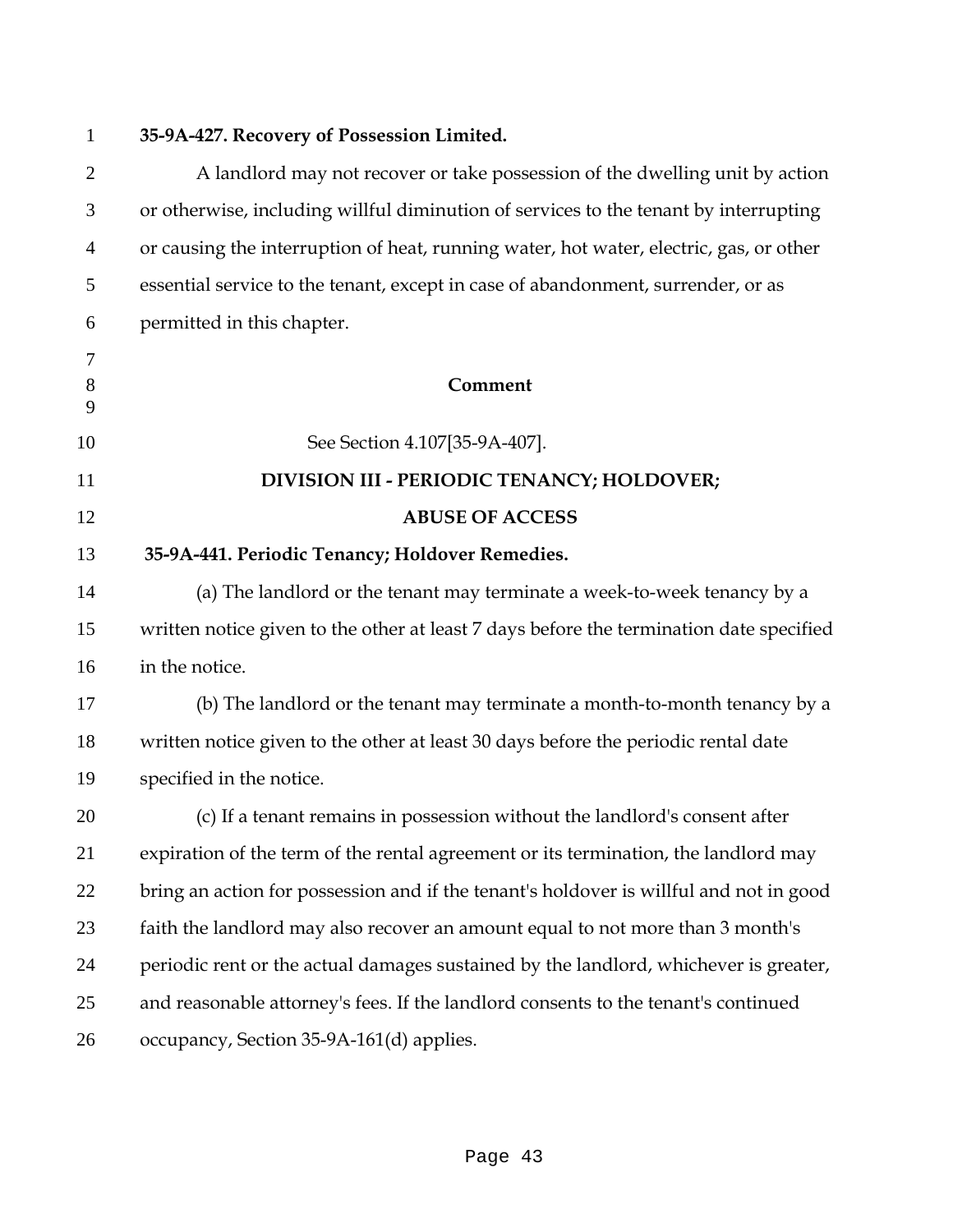**35-9A-427. Recovery of Possession Limited.**

A landlord may not recover or take possession of the dwelling unit by action or otherwise, including willful diminution of services to the tenant by interrupting or causing the interruption of heat, running water, hot water, electric, gas, or other essential service to the tenant, except in case of abandonment, surrender, or as permitted in this chapter.

**Comment**

See Section 4.107[35-9A-407].

**DIVISION III - PERIODIC TENANCY; HOLDOVER; ABUSE OF ACCESS**

**35-9A-441. Periodic Tenancy; Holdover Remedies.**

(a) The landlord or the tenant may terminate a week-to-week tenancy by a written notice given to the other at least 7 days before the termination date specified in the notice.

(b) The landlord or the tenant may terminate a month-to-month tenancy by a written notice given to the other at least 30 days before the periodic rental date specified in the notice.

(c) If a tenant remains in possession without the landlord's consent after expiration of the term of the rental agreement or its termination, the landlord may bring an action for possession and if the tenant's holdover is willful and not in good faith the landlord may also recover an amount equal to not more than 3 month's periodic rent or the actual damages sustained by the landlord, whichever is greater, and reasonable attorney's fees. If the landlord consents to the tenant's continued occupancy, Section 35-9A-161(d) applies.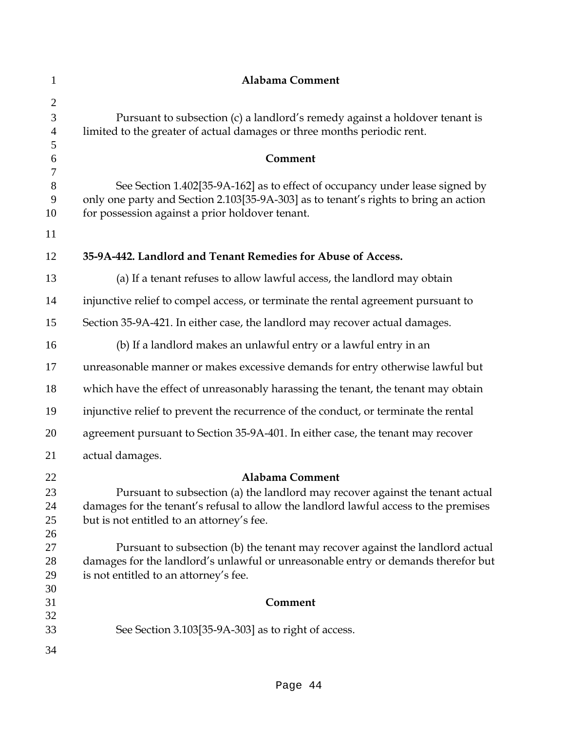**Alabama Comment**

Pursuant to subsection (c) a landlord's remedy against a holdover tenant is limited to the greater of actual damages or three months periodic rent.

**Comment**

See Section 1.402[35-9A-162] as to effect of occupancy under lease signed by only one party and Section 2.103[35-9A-303] as to tenant's rights to bring an action for possession against a prior holdover tenant.

## 35-9A-442. Landlord and Tenant Remedies for Abuse of Access.

(a) If a tenant refuses to allow lawful access, the landlord may obtain injunctive relief to compel access, or terminate the rental agreement pursuant to Section 35-9A-421. In either case, the landlord may recover actual damages.

(b) If a landlord makes an unlawful entry or a lawful entry in an unreasonable manner or makes excessive demands for entry otherwise lawful but which have the effect of unreasonably harassing the tenant, the tenant may obtain injunctive relief to prevent the recurrence of the conduct, or terminate the rental agreement pursuant to Section 35-9A-401. In either case, the tenant may recover actual damages.

**Alabama Comment**

Pursuant to subsection (a) the landlord may recover against the tenant actual damages for the tenant's refusal to allow the landlord lawful access to the premises but is not entitled to an attorney's fee.

Pursuant to subsection (b) the tenant may recover against the landlord actual damages for the landlord's unlawful or unreasonable entry or demands therefor but is not entitled to an attorney's fee.

**Comment**

See Section 3.103[35-9A-303] as to right of access.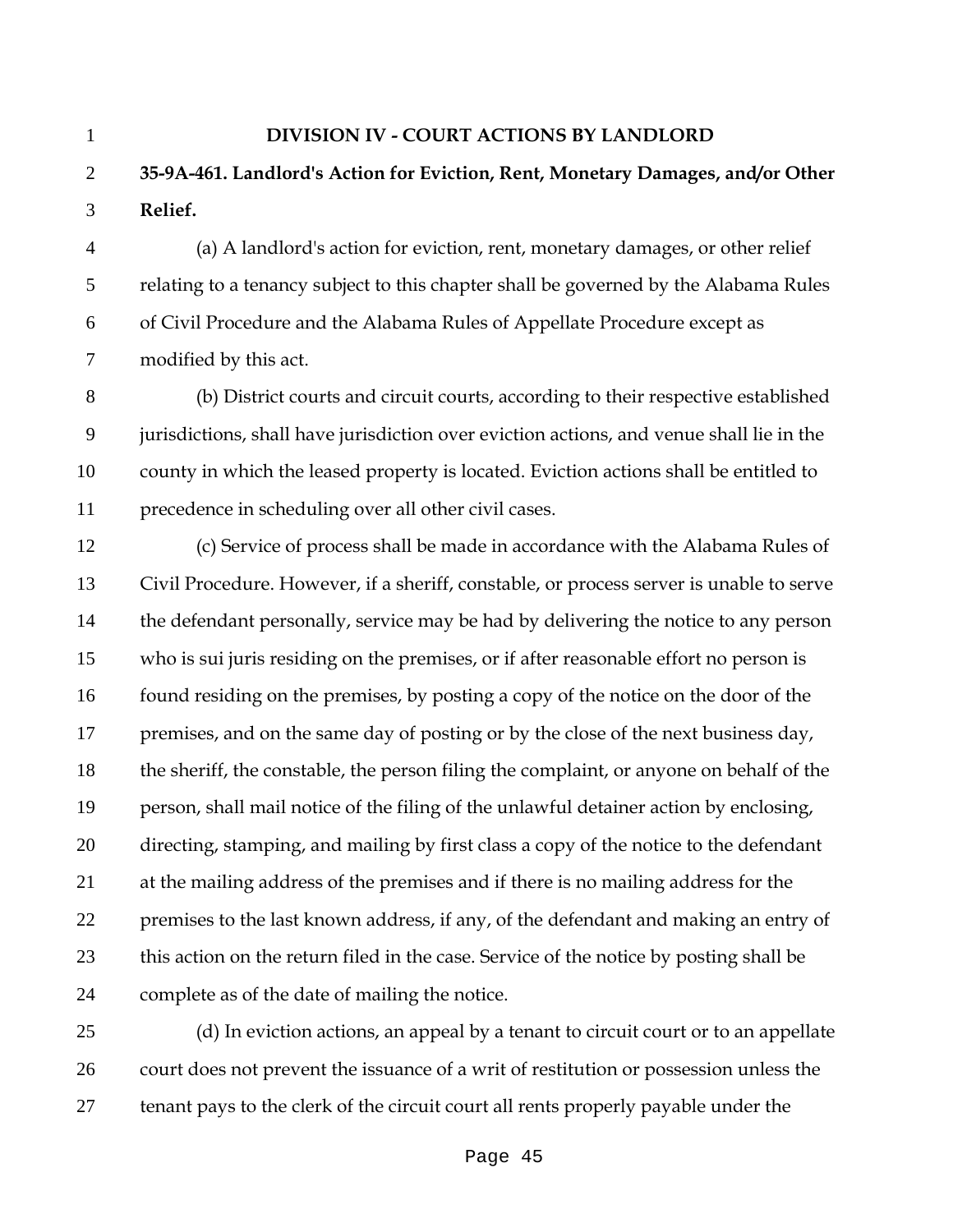**DIVISION IV - COURT ACTIONS BY LANDLORD**

**35-9A-461. Landlord's Action for Eviction, Rent, Monetary Damages, and/or Other Relief.**

(a) A landlord's action for eviction, rent, monetary damages, or other relief relating to a tenancy subject to this chapter shall be governed by the Alabama Rules of Civil Procedure and the Alabama Rules of Appellate Procedure except as modified by this act.

(b) District courts and circuit courts, according to their respective established jurisdictions, shall have jurisdiction over eviction actions, and venue shall lie in the county in which the leased property is located. Eviction actions shall be entitled to precedence in scheduling over all other civil cases.

(c) Service of process shall be made in accordance with the Alabama Rules of Civil Procedure. However, if a sheriff, constable, or process server is unable to serve the defendant personally, service may be had by delivering the notice to any person who is sui juris residing on the premises, or if after reasonable effort no person is found residing on the premises, by posting a copy of the notice on the door of the premises, and on the same day of posting or by the close of the next business day, the sheriff, the constable, the person filing the complaint, or anyone on behalf of the person, shall mail notice of the filing of the unlawful detainer action by enclosing, directing, stamping, and mailing by first class a copy of the notice to the defendant at the mailing address of the premises and if there is no mailing address for the premises to the last known address, if any, of the defendant and making an entry of this action on the return filed in the case. Service of the notice by posting shall be complete as of the date of mailing the notice.

(d) In eviction actions, an appeal by a tenant to circuit court or to an appellate court does not prevent the issuance of a writ of restitution or possession unless the tenant pays to the clerk of the circuit court all rents properly payable under the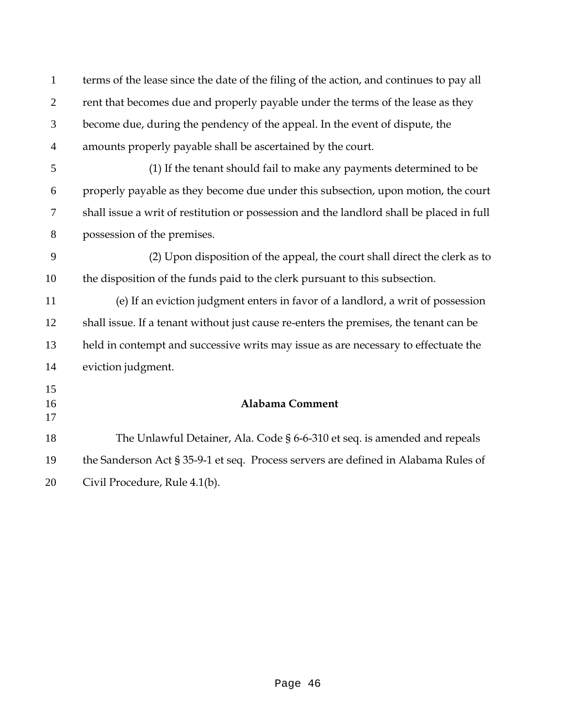terms of the lease since the date of the filing of the action, and continues to pay all rent that becomes due and properly payable under the terms of the lease as they become due, during the pendency of the appeal. In the event of dispute, the amounts properly payable shall be ascertained by the court.

(1) If the tenant should fail to make any payments determined to be properly payable as they become due under this subsection, upon motion, the court shall issue a writ of restitution or possession and the landlord shall be placed in full possession of the premises.

(2) Upon disposition of the appeal, the court shall direct the clerk as to the disposition of the funds paid to the clerk pursuant to this subsection.

(e) If an eviction judgment enters in favor of a landlord, a writ of possession shall issue. If a tenant without just cause re-enters the premises, the tenant can be held in contempt and successive writs may issue as are necessary to effectuate the eviction judgment.

**Alabama Comment**

The Unlawful Detainer, Ala. Code § 6-6-310 et seq. is amended and repeals the Sanderson Act § 35-9-1 et seq. Process servers are defined in Alabama Rules of Civil Procedure, Rule 4.1(b).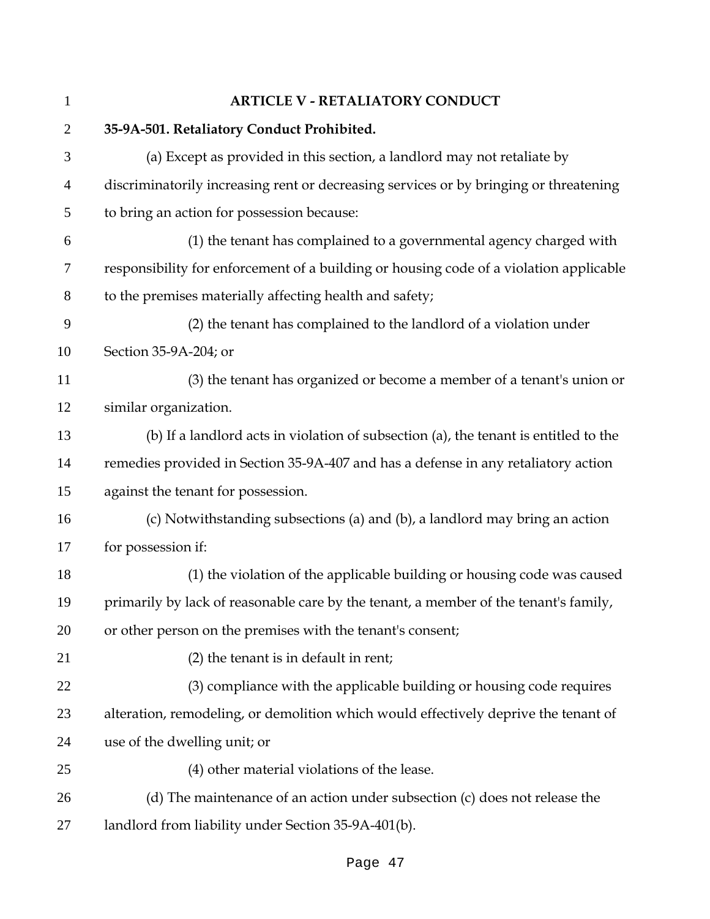## ARTICLE V - RETALIATORY CONDUCT

**35-9A-501. Retaliatory Conduct Prohibited.**

(a) Except as provided in this section, a landlord may not retaliate by discriminatorily increasing rent or decreasing services or by bringing or threatening to bring an action for possession because:

(1) the tenant has complained to a governmental agency charged with responsibility for enforcement of a building or housing code of a violation applicable to the premises materially affecting health and safety;

(2) the tenant has complained to the landlord of a violation under Section 35-9A-204; or

(3) the tenant has organized or become a member of a tenant's union or similar organization.

(b) If a landlord acts in violation of subsection (a), the tenant is entitled to the remedies provided in Section 35-9A-407 and has a defense in any retaliatory action against the tenant for possession.

(c) Notwithstanding subsections (a) and (b), a landlord may bring an action for possession if:

(1) the violation of the applicable building or housing code was caused primarily by lack of reasonable care by the tenant, a member of the tenant's family, or other person on the premises with the tenant's consent;

(2) the tenant is in default in rent;

(3) compliance with the applicable building or housing code requires alteration, remodeling, or demolition which would effectively deprive the tenant of use of the dwelling unit; or

(4) other material violations of the lease.

(d) The maintenance of an action under subsection (c) does not release the landlord from liability under Section 35-9A-401(b).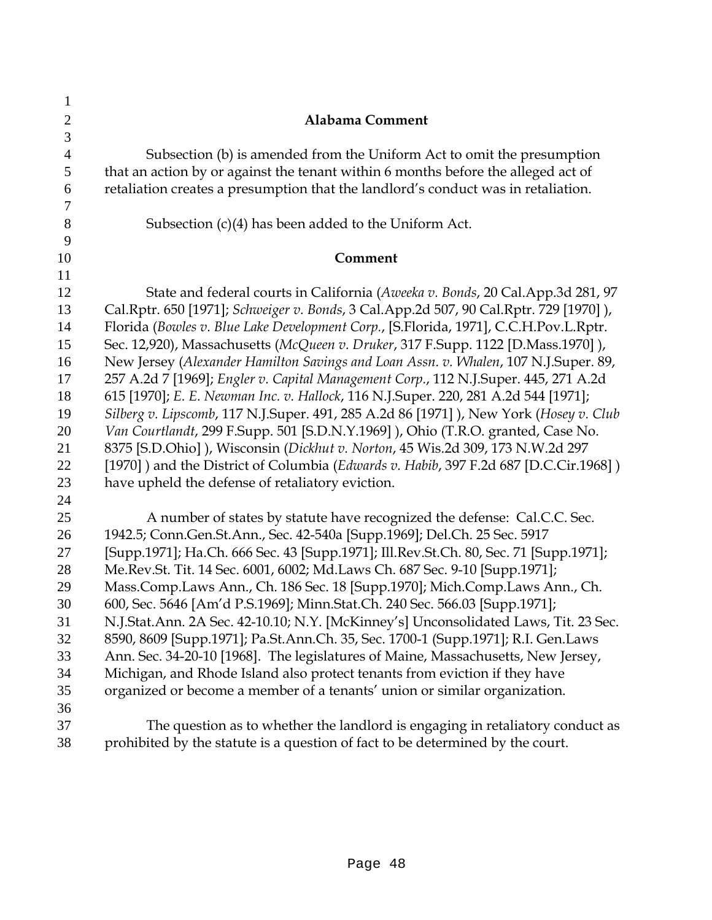## Alabama Comment

Subsection (b) is amended from the Uniform Act to omit the presumption that an action by or against the tenant within 6 months before the alleged act of retaliation creates a presumption that the landlord's conduct was in retaliation.

Subsection (c)(4) has been added to the Uniform Act.

## Comment

State and federal courts in California (*Aweeka v. Bonds*, 20 Cal.App.3d 281, 97 Cal.Rptr. 650 [1971]; *Schweiger v. Bonds*, 3 Cal.App.2d 507, 90 Cal.Rptr. 729 [1970] ), Florida (*Bowles v. Blue Lake Development Corp.*, [S.Florida, 1971], C.C.H.Pov.L.Rptr. Sec. 12,920), Massachusetts (*McQueen v. Druker*, 317 F.Supp. 1122 [D.Mass.1970] ), New Jersey (*Alexander Hamilton Savings and Loan Assn. v. Whalen*, 107 N.J.Super. 89, 257 A.2d 7 [1969]; *Engler v. Capital Management Corp.*, 112 N.J.Super. 445, 271 A.2d 615 [1970]; *E. E. Newman Inc. v. Hallock*, 116 N.J.Super. 220, 281 A.2d 544 [1971]; *Silberg v. Lipscomb*, 117 N.J.Super. 491, 285 A.2d 86 [1971] ), New York (*Hosey v. Club Van Courtlandt*, 299 F.Supp. 501 [S.D.N.Y.1969] ), Ohio (T.R.O. granted, Case No. 8375 [S.D.Ohio] ), Wisconsin (*Dickhut v. Norton*, 45 Wis.2d 309, 173 N.W.2d 297 [1970] ) and the District of Columbia (*Edwards v. Habib*, 397 F.2d 687 [D.C.Cir.1968] ) have upheld the defense of retaliatory eviction.

A number of states by statute have recognized the defense: Cal.C.C. Sec. 1942.5; Conn.Gen.St.Ann., Sec. 42-540a [Supp.1969]; Del.Ch. 25 Sec. 5917 [Supp.1971]; Ha.Ch. 666 Sec. 43 [Supp.1971]; Ill.Rev.St.Ch. 80, Sec. 71 [Supp.1971]; Me.Rev.St. Tit. 14 Sec. 6001, 6002; Md.Laws Ch. 687 Sec. 9-10 [Supp.1971]; Mass.Comp.Laws Ann., Ch. 186 Sec. 18 [Supp.1970]; Mich.Comp.Laws Ann., Ch. 600, Sec. 5646 [Am'd P.S.1969]; Minn.Stat.Ch. 240 Sec. 566.03 [Supp.1971]; N.J.Stat.Ann. 2A Sec. 42-10.10; N.Y. [McKinney's] Unconsolidated Laws, Tit. 23 Sec. 8590, 8609 [Supp.1971]; Pa.St.Ann.Ch. 35, Sec. 1700-1 (Supp.1971]; R.I. Gen.Laws Ann. Sec. 34-20-10 [1968]. The legislatures of Maine, Massachusetts, New Jersey, Michigan, and Rhode Island also protect tenants from eviction if they have organized or become a member of a tenants' union or similar organization.

The question as to whether the landlord is engaging in retaliatory conduct as prohibited by the statute is a question of fact to be determined by the court.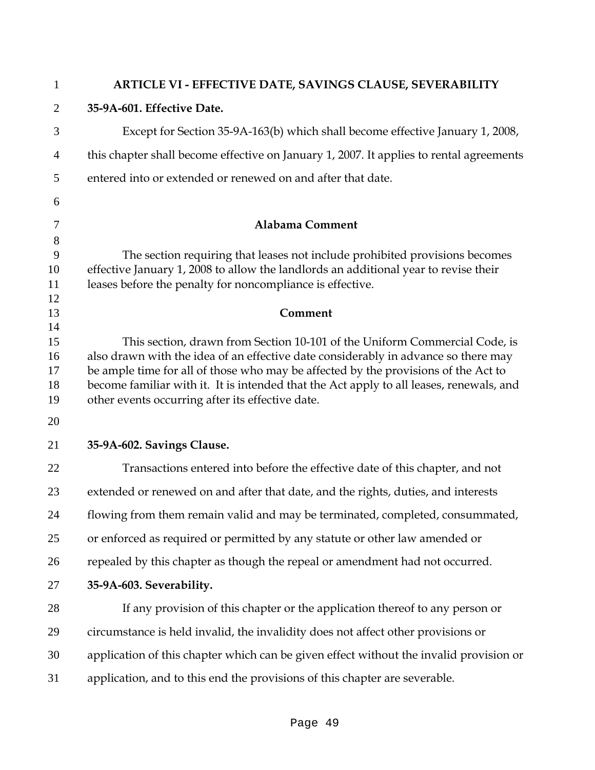## ARTICLE VI - EFFECTIVE DATE, SAVINGS CLAUSE, SEVERABILITY

**35-9A-601. Effective Date.**

Except for Section 35-9A-163(b) which shall become effective January 1, 2008, this chapter shall become effective on January 1, 2007. It applies to rental agreements entered into or extended or renewed on and after that date.

**Alabama Comment**

The section requiring that leases not include prohibited provisions becomes effective January 1, 2008 to allow the landlords an additional year to revise their leases before the penalty for noncompliance is effective.

**Comment**

This section, drawn from Section 10-101 of the Uniform Commercial Code, is also drawn with the idea of an effective date considerably in advance so there may be ample time for all of those who may be affected by the provisions of the Act to become familiar with it. It is intended that the Act apply to all leases, renewals, and other events occurring after its effective date.

**35-9A-602. Savings Clause.**

Transactions entered into before the effective date of this chapter, and not extended or renewed on and after that date, and the rights, duties, and interests flowing from them remain valid and may be terminated, completed, consummated, or enforced as required or permitted by any statute or other law amended or repealed by this chapter as though the repeal or amendment had not occurred.

**35-9A-603. Severability.**

If any provision of this chapter or the application thereof to any person or circumstance is held invalid, the invalidity does not affect other provisions or application of this chapter which can be given effect without the invalid provision or application, and to this end the provisions of this chapter are severable.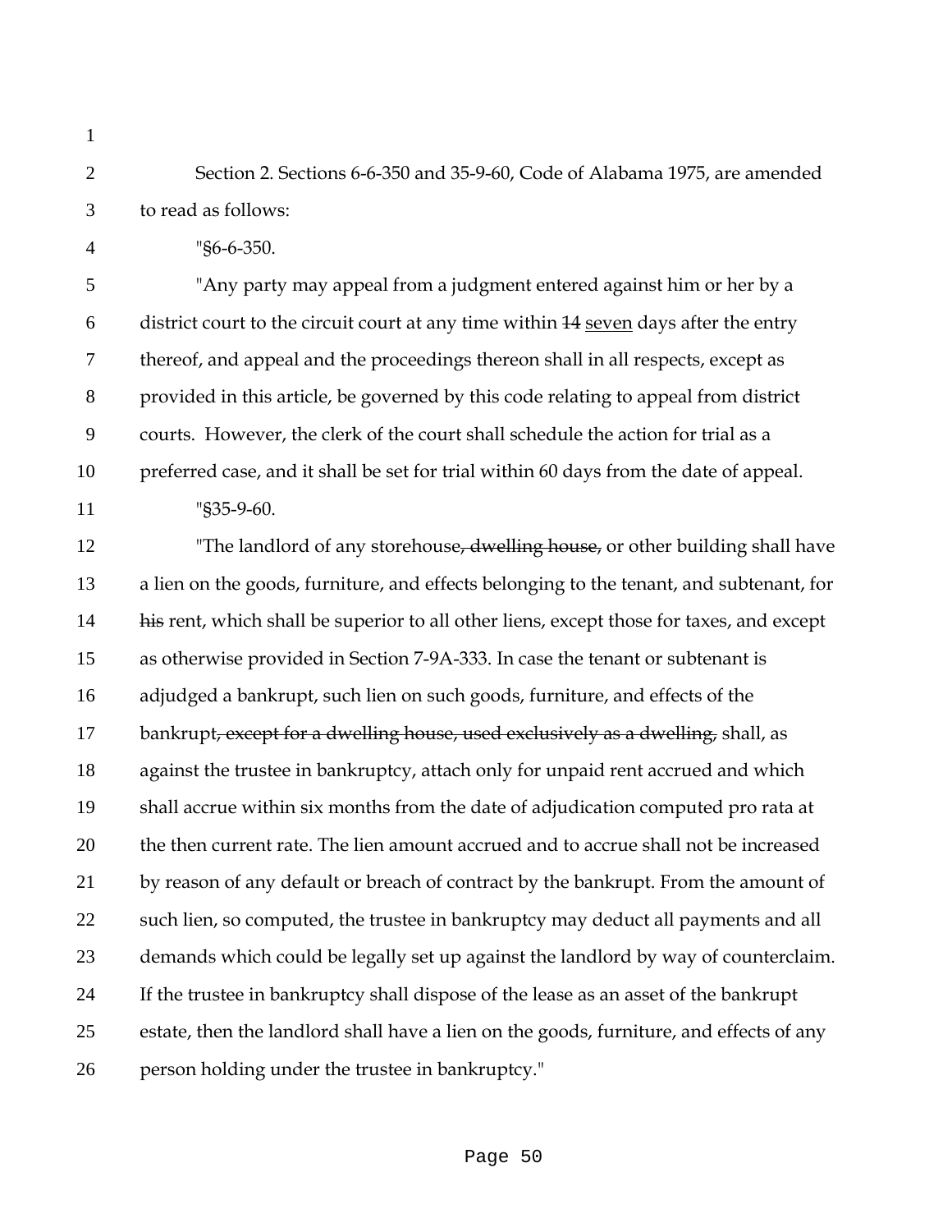Section 2. Sections 6-6-350 and 35-9-60, Code of Alabama 1975, are amended to read as follows:

"§6-6-350.

"Any party may appeal from a judgment entered against him or her by a district court to the circuit court at any time within ~~14~~ <u>seven</u> days after the entry thereof, and appeal and the proceedings thereon shall in all respects, except as provided in this article, be governed by this code relating to appeal from district courts. However, the clerk of the court shall schedule the action for trial as a preferred case, and it shall be set for trial within 60 days from the date of appeal.

"§35-9-60.

"The landlord of any storehouse~~, dwelling house,~~ or other building shall have a lien on the goods, furniture, and effects belonging to the tenant, and subtenant, for ~~his~~ rent, which shall be superior to all other liens, except those for taxes, and except as otherwise provided in Section 7-9A-333. In case the tenant or subtenant is adjudged a bankrupt, such lien on such goods, furniture, and effects of the bankrupt~~, except for a dwelling house, used exclusively as a dwelling,~~ shall, as against the trustee in bankruptcy, attach only for unpaid rent accrued and which shall accrue within six months from the date of adjudication computed pro rata at the then current rate. The lien amount accrued and to accrue shall not be increased by reason of any default or breach of contract by the bankrupt. From the amount of such lien, so computed, the trustee in bankruptcy may deduct all payments and all demands which could be legally set up against the landlord by way of counterclaim. If the trustee in bankruptcy shall dispose of the lease as an asset of the bankrupt estate, then the landlord shall have a lien on the goods, furniture, and effects of any person holding under the trustee in bankruptcy."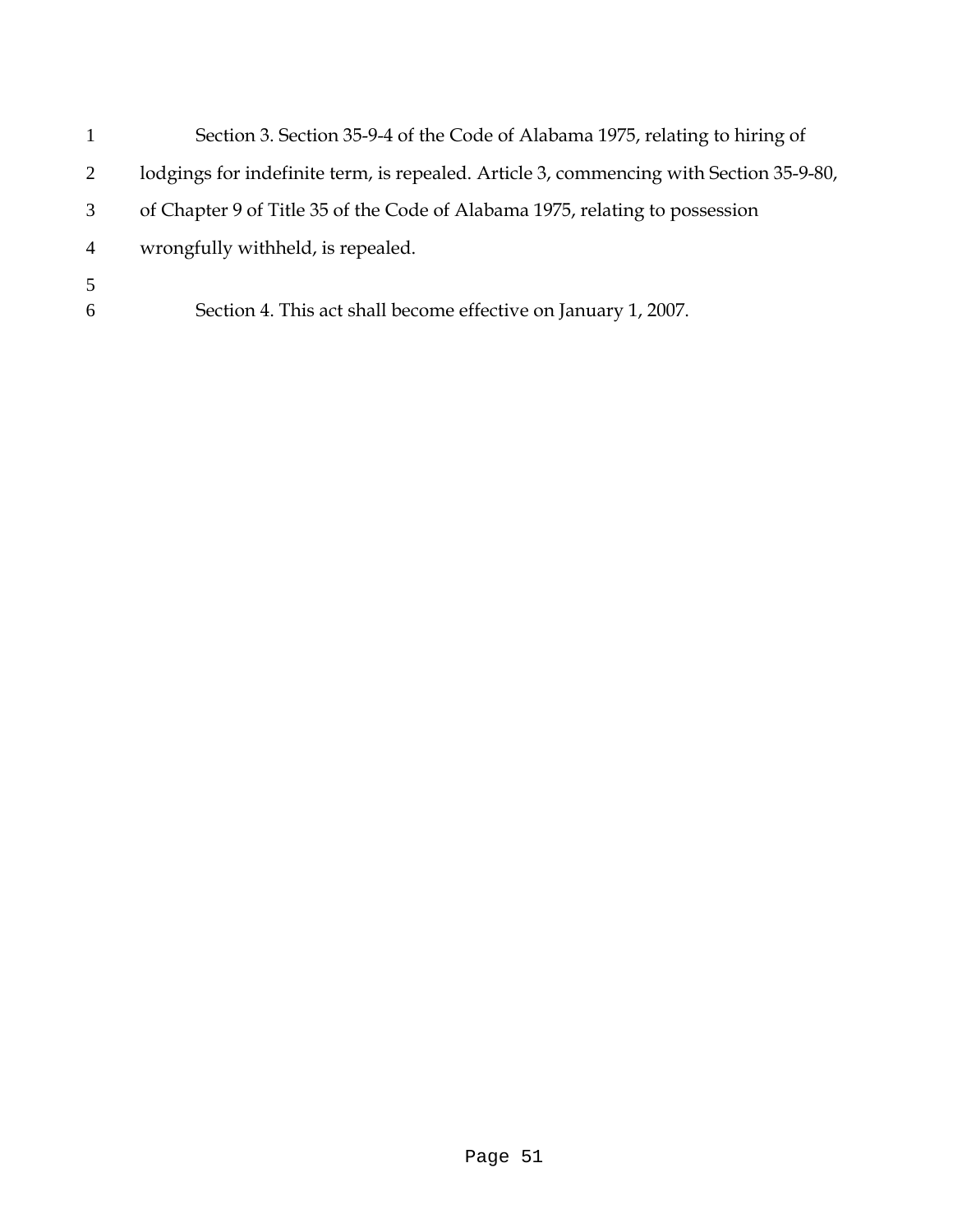Section 3. Section 35-9-4 of the Code of Alabama 1975, relating to hiring of lodgings for indefinite term, is repealed. Article 3, commencing with Section 35-9-80, of Chapter 9 of Title 35 of the Code of Alabama 1975, relating to possession wrongfully withheld, is repealed.

Section 4. This act shall become effective on January 1, 2007.